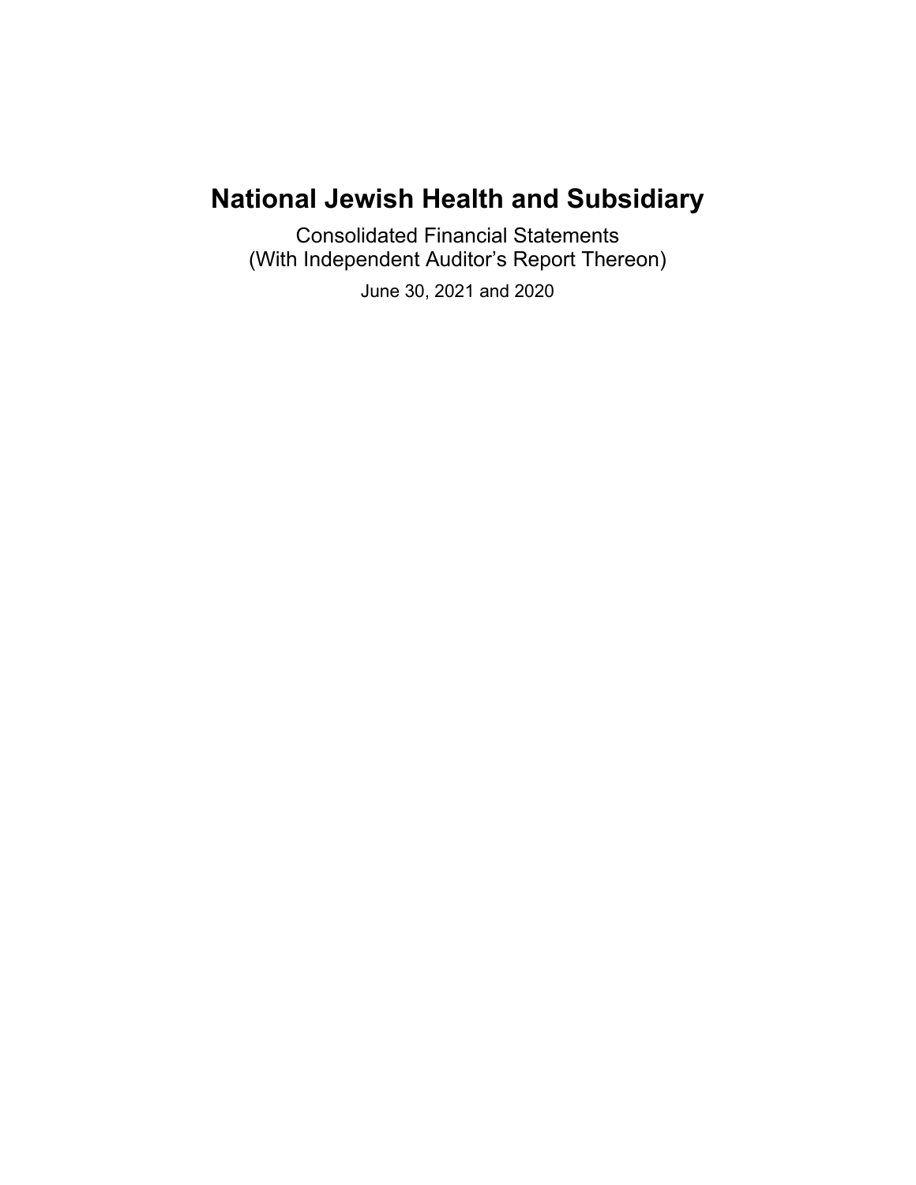# National Jewish Health and Subsidiary

Consolidated Financial Statements
(With Independent Auditor's Report Thereon)

June 30, 2021 and 2020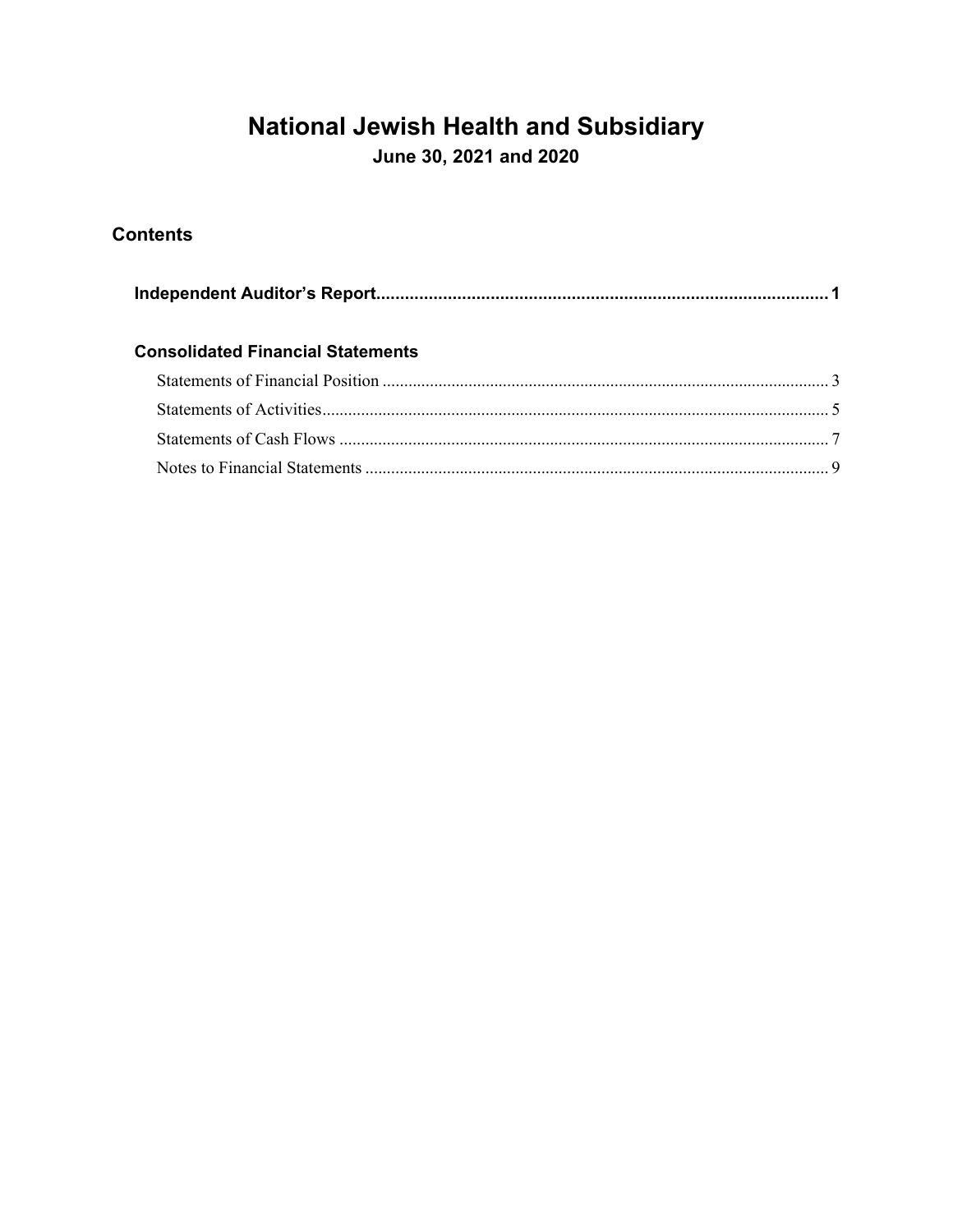# National Jewish Health and Subsidiary

**June 30, 2021 and 2020**

## Contents

**Independent Auditor's Report** .......... **1**

**Consolidated Financial Statements**

- Statements of Financial Position .......... 3
- Statements of Activities .......... 5
- Statements of Cash Flows .......... 7
- Notes to Financial Statements .......... 9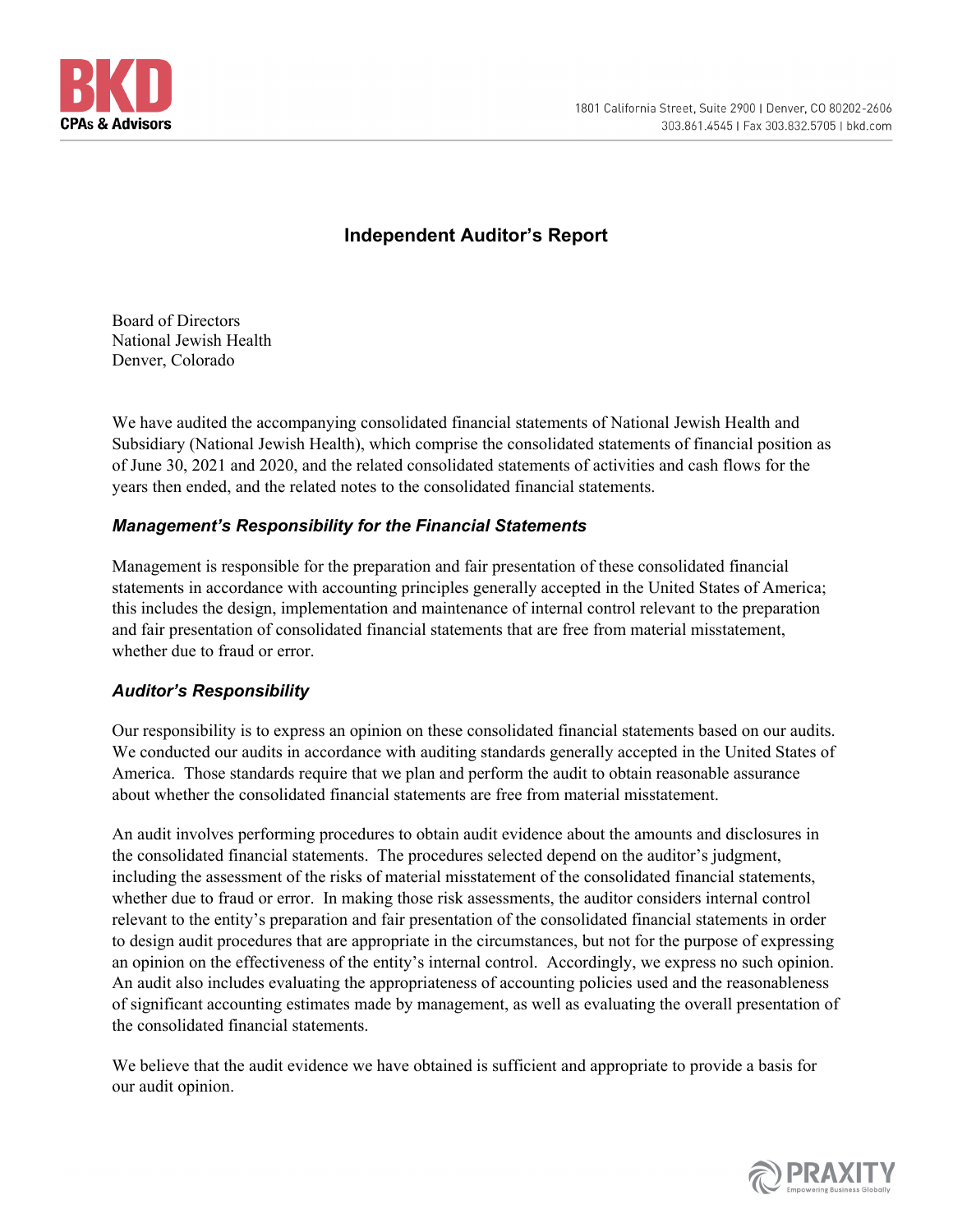# Independent Auditor's Report

Board of Directors
National Jewish Health
Denver, Colorado

We have audited the accompanying consolidated financial statements of National Jewish Health and Subsidiary (National Jewish Health), which comprise the consolidated statements of financial position as of June 30, 2021 and 2020, and the related consolidated statements of activities and cash flows for the years then ended, and the related notes to the consolidated financial statements.

## *Management's Responsibility for the Financial Statements*

Management is responsible for the preparation and fair presentation of these consolidated financial statements in accordance with accounting principles generally accepted in the United States of America; this includes the design, implementation and maintenance of internal control relevant to the preparation and fair presentation of consolidated financial statements that are free from material misstatement, whether due to fraud or error.

## *Auditor's Responsibility*

Our responsibility is to express an opinion on these consolidated financial statements based on our audits. We conducted our audits in accordance with auditing standards generally accepted in the United States of America. Those standards require that we plan and perform the audit to obtain reasonable assurance about whether the consolidated financial statements are free from material misstatement.

An audit involves performing procedures to obtain audit evidence about the amounts and disclosures in the consolidated financial statements. The procedures selected depend on the auditor's judgment, including the assessment of the risks of material misstatement of the consolidated financial statements, whether due to fraud or error. In making those risk assessments, the auditor considers internal control relevant to the entity's preparation and fair presentation of the consolidated financial statements in order to design audit procedures that are appropriate in the circumstances, but not for the purpose of expressing an opinion on the effectiveness of the entity's internal control. Accordingly, we express no such opinion. An audit also includes evaluating the appropriateness of accounting policies used and the reasonableness of significant accounting estimates made by management, as well as evaluating the overall presentation of the consolidated financial statements.

We believe that the audit evidence we have obtained is sufficient and appropriate to provide a basis for our audit opinion.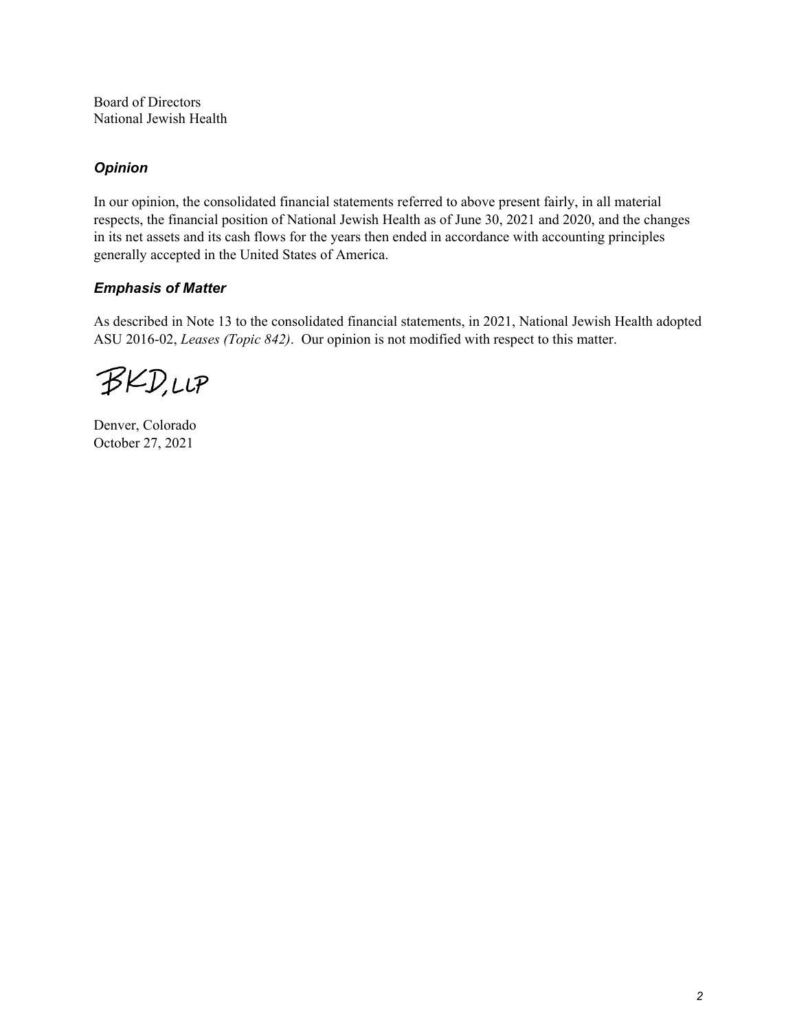Board of Directors
National Jewish Health

### *Opinion*

In our opinion, the consolidated financial statements referred to above present fairly, in all material respects, the financial position of National Jewish Health as of June 30, 2021 and 2020, and the changes in its net assets and its cash flows for the years then ended in accordance with accounting principles generally accepted in the United States of America.

### *Emphasis of Matter*

As described in Note 13 to the consolidated financial statements, in 2021, National Jewish Health adopted ASU 2016-02, *Leases (Topic 842)*. Our opinion is not modified with respect to this matter.

BKD, LLP

Denver, Colorado
October 27, 2021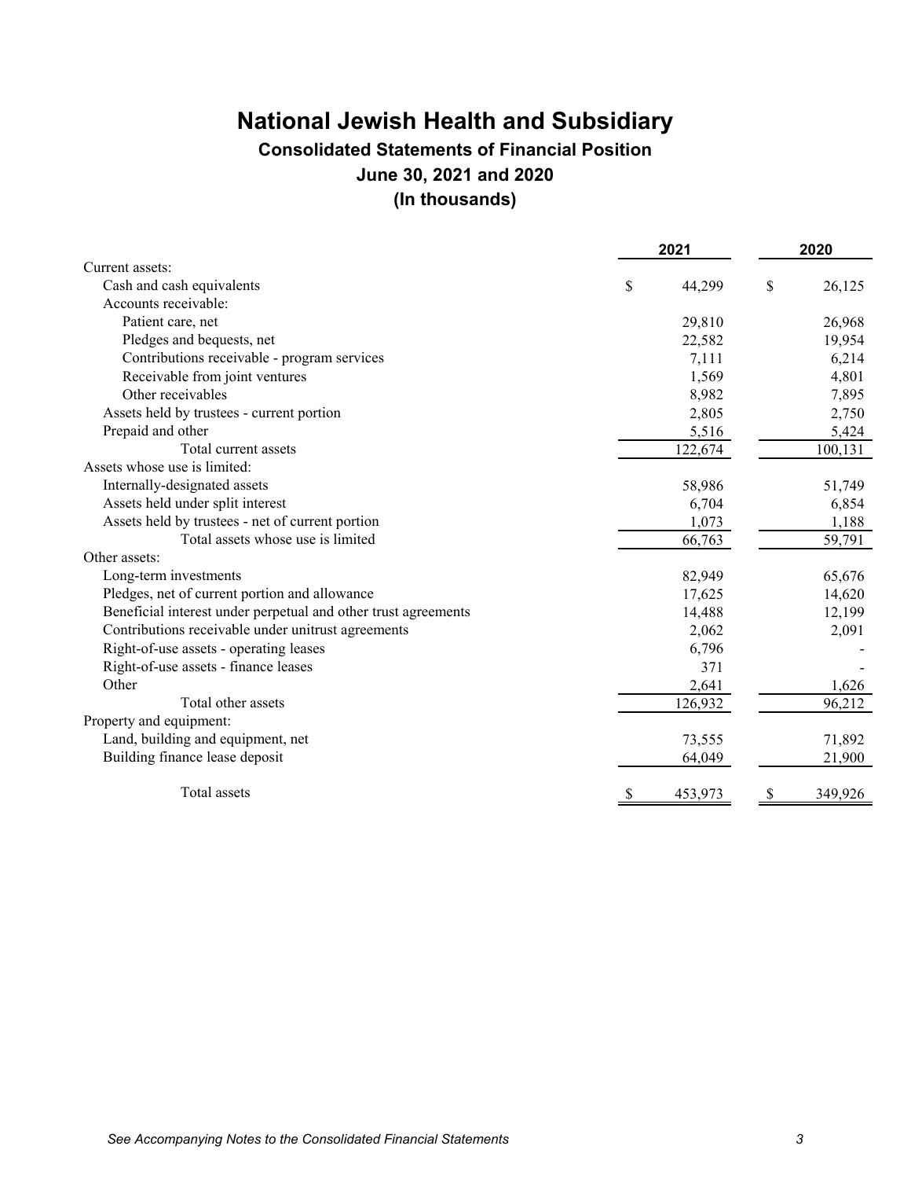# National Jewish Health and Subsidiary

## Consolidated Statements of Financial Position

## June 30, 2021 and 2020

## (In thousands)

| | 2021 | 2020 |
|---|---|---|
| Current assets: | | |
| Cash and cash equivalents | $ 44,299 | $ 26,125 |
| Accounts receivable: | | |
| Patient care, net | 29,810 | 26,968 |
| Pledges and bequests, net | 22,582 | 19,954 |
| Contributions receivable - program services | 7,111 | 6,214 |
| Receivable from joint ventures | 1,569 | 4,801 |
| Other receivables | 8,982 | 7,895 |
| Assets held by trustees - current portion | 2,805 | 2,750 |
| Prepaid and other | 5,516 | 5,424 |
| Total current assets | 122,674 | 100,131 |
| Assets whose use is limited: | | |
| Internally-designated assets | 58,986 | 51,749 |
| Assets held under split interest | 6,704 | 6,854 |
| Assets held by trustees - net of current portion | 1,073 | 1,188 |
| Total assets whose use is limited | 66,763 | 59,791 |
| Other assets: | | |
| Long-term investments | 82,949 | 65,676 |
| Pledges, net of current portion and allowance | 17,625 | 14,620 |
| Beneficial interest under perpetual and other trust agreements | 14,488 | 12,199 |
| Contributions receivable under unitrust agreements | 2,062 | 2,091 |
| Right-of-use assets - operating leases | 6,796 | - |
| Right-of-use assets - finance leases | 371 | - |
| Other | 2,641 | 1,626 |
| Total other assets | 126,932 | 96,212 |
| Property and equipment: | | |
| Land, building and equipment, net | 73,555 | 71,892 |
| Building finance lease deposit | 64,049 | 21,900 |
| Total assets | $ 453,973 | $ 349,926 |

*See Accompanying Notes to the Consolidated Financial Statements*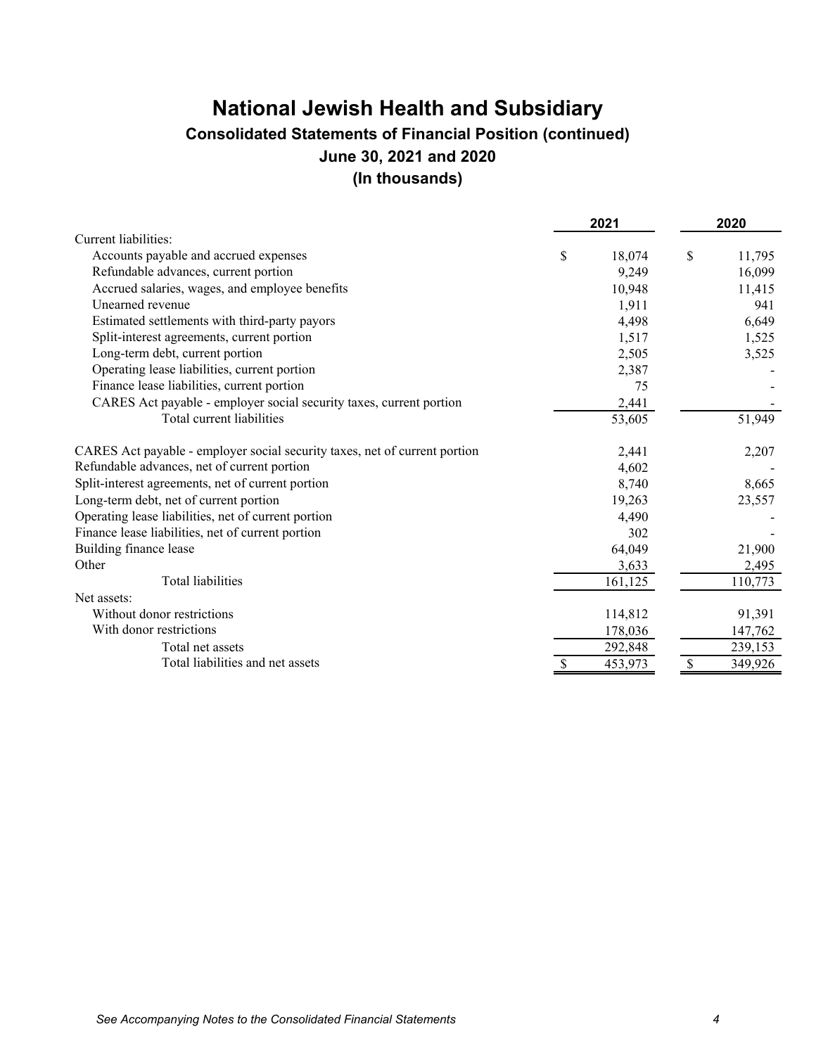# National Jewish Health and Subsidiary

## Consolidated Statements of Financial Position (continued)

### June 30, 2021 and 2020

### (In thousands)

| | 2021 | 2020 |
|---|---|---|
| Current liabilities: | | |
| Accounts payable and accrued expenses | $ 18,074 | $ 11,795 |
| Refundable advances, current portion | 9,249 | 16,099 |
| Accrued salaries, wages, and employee benefits | 10,948 | 11,415 |
| Unearned revenue | 1,911 | 941 |
| Estimated settlements with third-party payors | 4,498 | 6,649 |
| Split-interest agreements, current portion | 1,517 | 1,525 |
| Long-term debt, current portion | 2,505 | 3,525 |
| Operating lease liabilities, current portion | 2,387 | - |
| Finance lease liabilities, current portion | 75 | - |
| CARES Act payable - employer social security taxes, current portion | 2,441 | - |
| Total current liabilities | 53,605 | 51,949 |
| CARES Act payable - employer social security taxes, net of current portion | 2,441 | 2,207 |
| Refundable advances, net of current portion | 4,602 | - |
| Split-interest agreements, net of current portion | 8,740 | 8,665 |
| Long-term debt, net of current portion | 19,263 | 23,557 |
| Operating lease liabilities, net of current portion | 4,490 | - |
| Finance lease liabilities, net of current portion | 302 | - |
| Building finance lease | 64,049 | 21,900 |
| Other | 3,633 | 2,495 |
| Total liabilities | 161,125 | 110,773 |
| Net assets: | | |
| Without donor restrictions | 114,812 | 91,391 |
| With donor restrictions | 178,036 | 147,762 |
| Total net assets | 292,848 | 239,153 |
| Total liabilities and net assets | $ 453,973 | $ 349,926 |

*See Accompanying Notes to the Consolidated Financial Statements*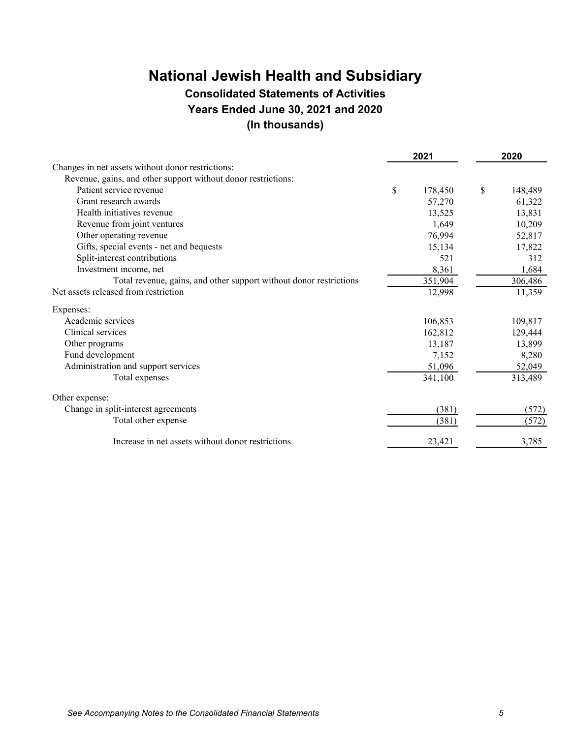# National Jewish Health and Subsidiary

## Consolidated Statements of Activities

## Years Ended June 30, 2021 and 2020

## (In thousands)

| | 2021 | 2020 |
|---|---|---|
| Changes in net assets without donor restrictions: | | |
| Revenue, gains, and other support without donor restrictions: | | |
| Patient service revenue | $ 178,450 | $ 148,489 |
| Grant research awards | 57,270 | 61,322 |
| Health initiatives revenue | 13,525 | 13,831 |
| Revenue from joint ventures | 1,649 | 10,209 |
| Other operating revenue | 76,994 | 52,817 |
| Gifts, special events - net and bequests | 15,134 | 17,822 |
| Split-interest contributions | 521 | 312 |
| Investment income, net | 8,361 | 1,684 |
| Total revenue, gains, and other support without donor restrictions | 351,904 | 306,486 |
| Net assets released from restriction | 12,998 | 11,359 |
| Expenses: | | |
| Academic services | 106,853 | 109,817 |
| Clinical services | 162,812 | 129,444 |
| Other programs | 13,187 | 13,899 |
| Fund development | 7,152 | 8,280 |
| Administration and support services | 51,096 | 52,049 |
| Total expenses | 341,100 | 313,489 |
| Other expense: | | |
| Change in split-interest agreements | (381) | (572) |
| Total other expense | (381) | (572) |
| Increase in net assets without donor restrictions | 23,421 | 3,785 |

*See Accompanying Notes to the Consolidated Financial Statements*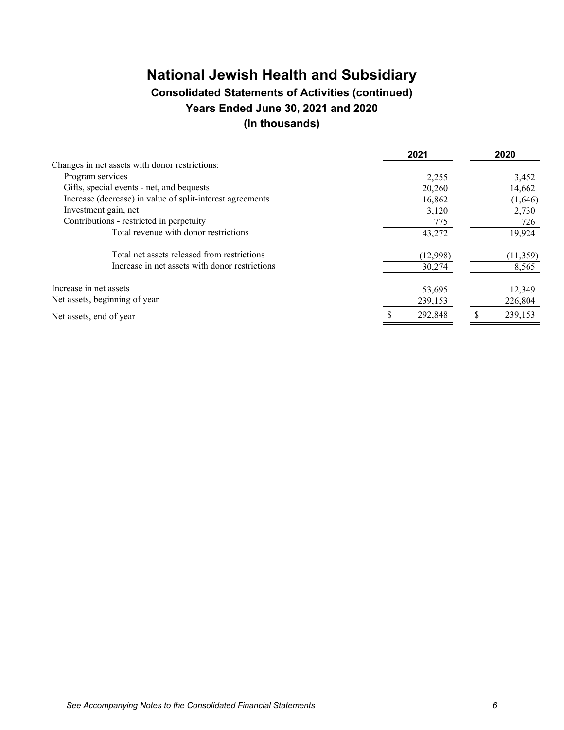# National Jewish Health and Subsidiary

## Consolidated Statements of Activities (continued)

### Years Ended June 30, 2021 and 2020

### (In thousands)

| | 2021 | 2020 |
|---|---|---|
| Changes in net assets with donor restrictions: | | |
| Program services | 2,255 | 3,452 |
| Gifts, special events - net, and bequests | 20,260 | 14,662 |
| Increase (decrease) in value of split-interest agreements | 16,862 | (1,646) |
| Investment gain, net | 3,120 | 2,730 |
| Contributions - restricted in perpetuity | 775 | 726 |
| Total revenue with donor restrictions | 43,272 | 19,924 |
| Total net assets released from restrictions | (12,998) | (11,359) |
| Increase in net assets with donor restrictions | 30,274 | 8,565 |
| Increase in net assets | 53,695 | 12,349 |
| Net assets, beginning of year | 239,153 | 226,804 |
| Net assets, end of year | $ 292,848 | $ 239,153 |

*See Accompanying Notes to the Consolidated Financial Statements*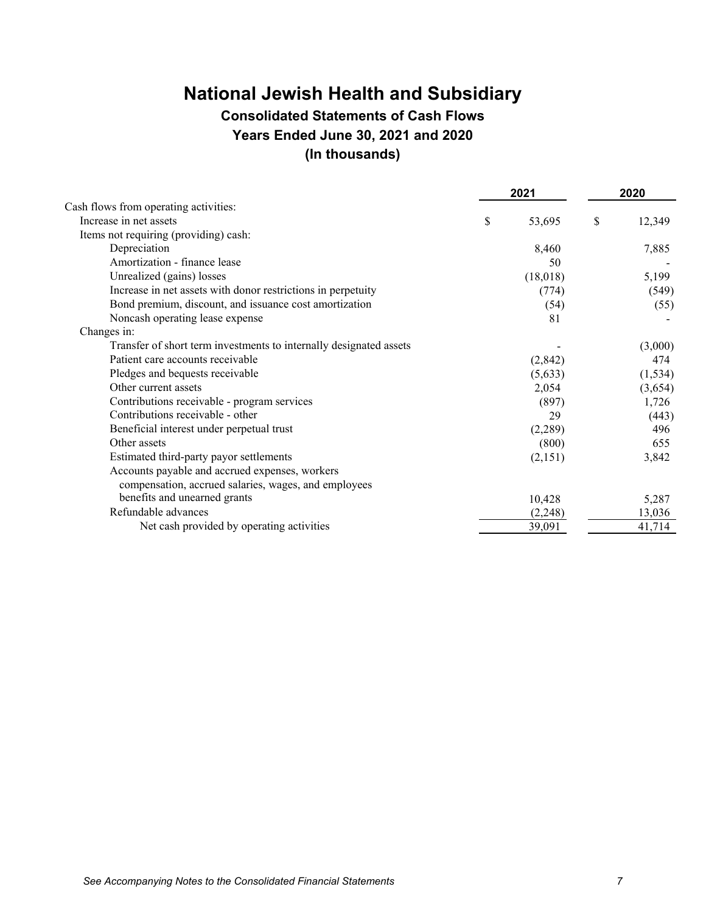# National Jewish Health and Subsidiary

## Consolidated Statements of Cash Flows

## Years Ended June 30, 2021 and 2020

## (In thousands)

| | 2021 | 2020 |
|---|---|---|
| Cash flows from operating activities: | | |
| Increase in net assets | $ 53,695 | $ 12,349 |
| Items not requiring (providing) cash: | | |
| Depreciation | 8,460 | 7,885 |
| Amortization - finance lease | 50 | - |
| Unrealized (gains) losses | (18,018) | 5,199 |
| Increase in net assets with donor restrictions in perpetuity | (774) | (549) |
| Bond premium, discount, and issuance cost amortization | (54) | (55) |
| Noncash operating lease expense | 81 | - |
| Changes in: | | |
| Transfer of short term investments to internally designated assets | - | (3,000) |
| Patient care accounts receivable | (2,842) | 474 |
| Pledges and bequests receivable | (5,633) | (1,534) |
| Other current assets | 2,054 | (3,654) |
| Contributions receivable - program services | (897) | 1,726 |
| Contributions receivable - other | 29 | (443) |
| Beneficial interest under perpetual trust | (2,289) | 496 |
| Other assets | (800) | 655 |
| Estimated third-party payor settlements | (2,151) | 3,842 |
| Accounts payable and accrued expenses, workers compensation, accrued salaries, wages, and employees benefits and unearned grants | 10,428 | 5,287 |
| Refundable advances | (2,248) | 13,036 |
| Net cash provided by operating activities | 39,091 | 41,714 |

*See Accompanying Notes to the Consolidated Financial Statements*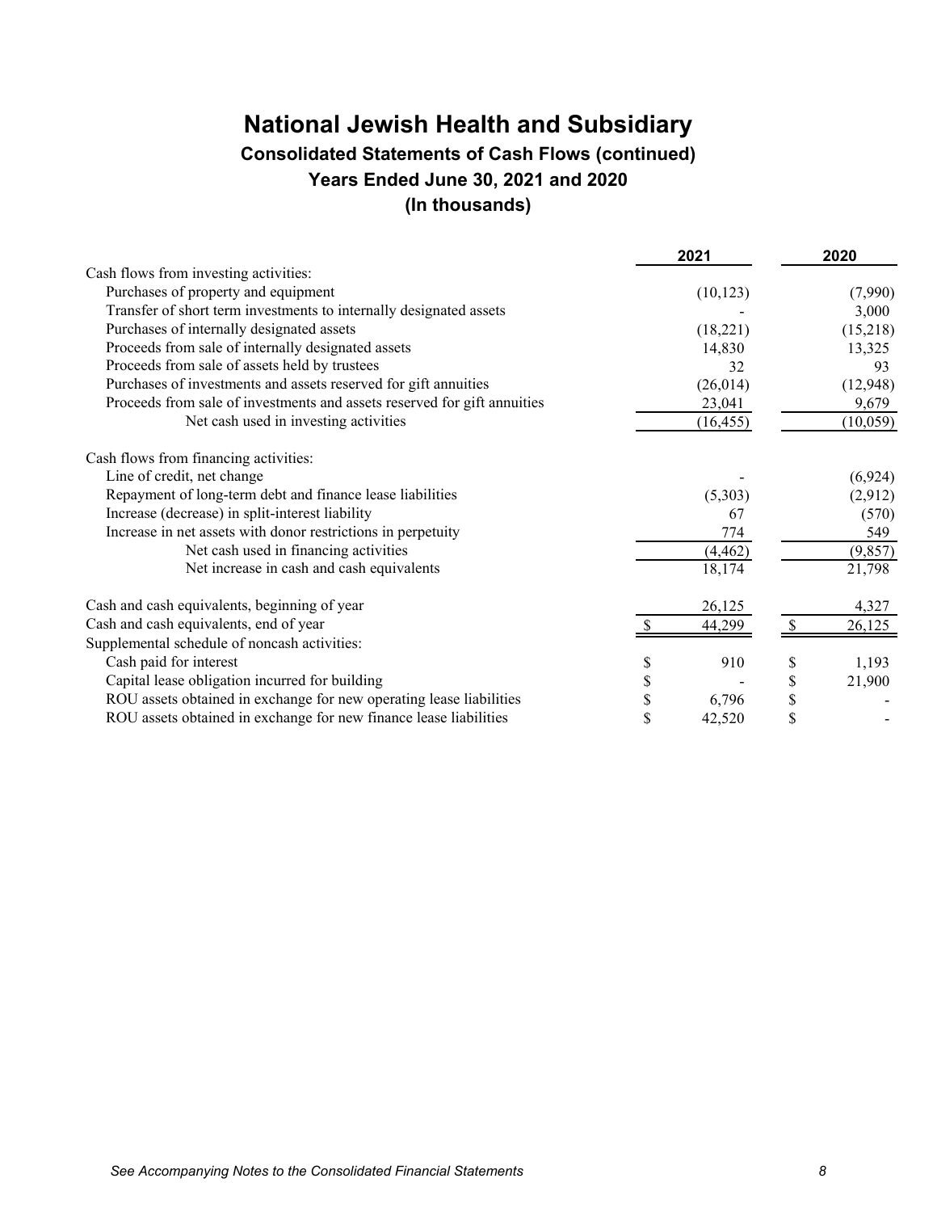# National Jewish Health and Subsidiary

## Consolidated Statements of Cash Flows (continued)

## Years Ended June 30, 2021 and 2020

## (In thousands)

| | 2021 | 2020 |
|---|---|---|
| Cash flows from investing activities: | | |
| Purchases of property and equipment | (10,123) | (7,990) |
| Transfer of short term investments to internally designated assets | - | 3,000 |
| Purchases of internally designated assets | (18,221) | (15,218) |
| Proceeds from sale of internally designated assets | 14,830 | 13,325 |
| Proceeds from sale of assets held by trustees | 32 | 93 |
| Purchases of investments and assets reserved for gift annuities | (26,014) | (12,948) |
| Proceeds from sale of investments and assets reserved for gift annuities | 23,041 | 9,679 |
| Net cash used in investing activities | (16,455) | (10,059) |
| Cash flows from financing activities: | | |
| Line of credit, net change | - | (6,924) |
| Repayment of long-term debt and finance lease liabilities | (5,303) | (2,912) |
| Increase (decrease) in split-interest liability | 67 | (570) |
| Increase in net assets with donor restrictions in perpetuity | 774 | 549 |
| Net cash used in financing activities | (4,462) | (9,857) |
| Net increase in cash and cash equivalents | 18,174 | 21,798 |
| Cash and cash equivalents, beginning of year | 26,125 | 4,327 |
| Cash and cash equivalents, end of year | $ 44,299 | $ 26,125 |
| Supplemental schedule of noncash activities: | | |
| Cash paid for interest | $ 910 | $ 1,193 |
| Capital lease obligation incurred for building | $ - | $ 21,900 |
| ROU assets obtained in exchange for new operating lease liabilities | $ 6,796 | $ - |
| ROU assets obtained in exchange for new finance lease liabilities | $ 42,520 | $ - |

*See Accompanying Notes to the Consolidated Financial Statements*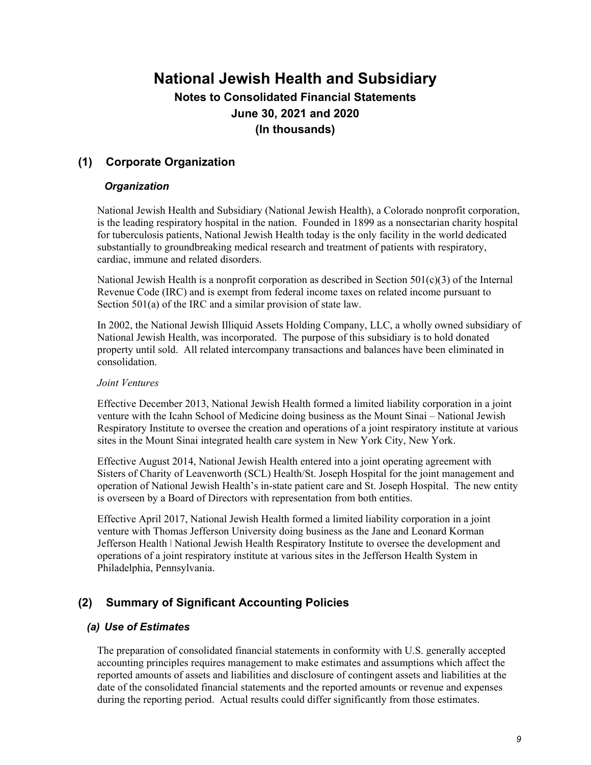# National Jewish Health and Subsidiary

## Notes to Consolidated Financial Statements
## June 30, 2021 and 2020
## (In thousands)

## (1) Corporate Organization

### *Organization*

National Jewish Health and Subsidiary (National Jewish Health), a Colorado nonprofit corporation, is the leading respiratory hospital in the nation. Founded in 1899 as a nonsectarian charity hospital for tuberculosis patients, National Jewish Health today is the only facility in the world dedicated substantially to groundbreaking medical research and treatment of patients with respiratory, cardiac, immune and related disorders.

National Jewish Health is a nonprofit corporation as described in Section 501(c)(3) of the Internal Revenue Code (IRC) and is exempt from federal income taxes on related income pursuant to Section 501(a) of the IRC and a similar provision of state law.

In 2002, the National Jewish Illiquid Assets Holding Company, LLC, a wholly owned subsidiary of National Jewish Health, was incorporated. The purpose of this subsidiary is to hold donated property until sold. All related intercompany transactions and balances have been eliminated in consolidation.

*Joint Ventures*

Effective December 2013, National Jewish Health formed a limited liability corporation in a joint venture with the Icahn School of Medicine doing business as the Mount Sinai – National Jewish Respiratory Institute to oversee the creation and operations of a joint respiratory institute at various sites in the Mount Sinai integrated health care system in New York City, New York.

Effective August 2014, National Jewish Health entered into a joint operating agreement with Sisters of Charity of Leavenworth (SCL) Health/St. Joseph Hospital for the joint management and operation of National Jewish Health's in-state patient care and St. Joseph Hospital. The new entity is overseen by a Board of Directors with representation from both entities.

Effective April 2017, National Jewish Health formed a limited liability corporation in a joint venture with Thomas Jefferson University doing business as the Jane and Leonard Korman Jefferson Health | National Jewish Health Respiratory Institute to oversee the development and operations of a joint respiratory institute at various sites in the Jefferson Health System in Philadelphia, Pennsylvania.

## (2) Summary of Significant Accounting Policies

### *(a) Use of Estimates*

The preparation of consolidated financial statements in conformity with U.S. generally accepted accounting principles requires management to make estimates and assumptions which affect the reported amounts of assets and liabilities and disclosure of contingent assets and liabilities at the date of the consolidated financial statements and the reported amounts or revenue and expenses during the reporting period. Actual results could differ significantly from those estimates.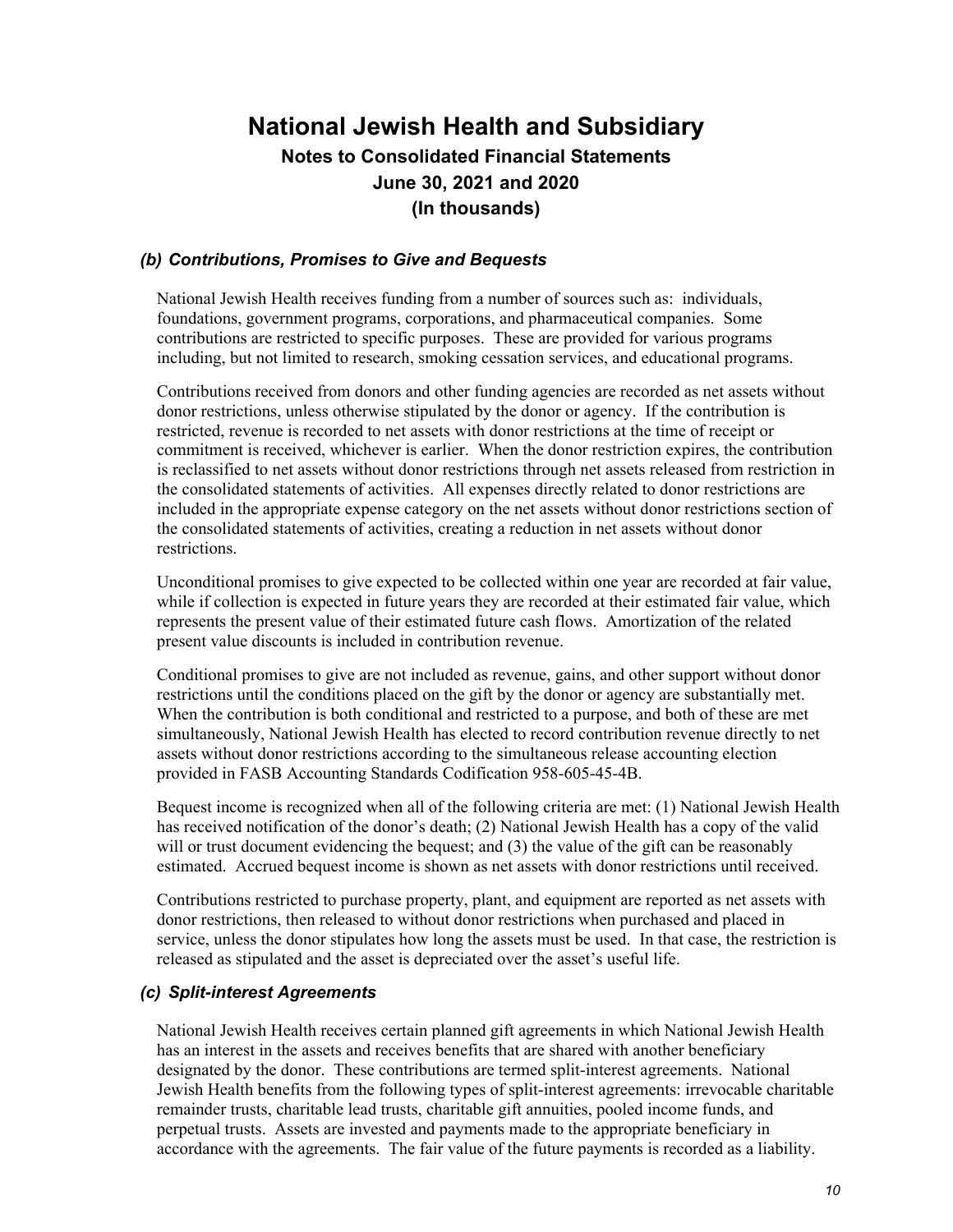### *(b) Contributions, Promises to Give and Bequests*

National Jewish Health receives funding from a number of sources such as: individuals, foundations, government programs, corporations, and pharmaceutical companies. Some contributions are restricted to specific purposes. These are provided for various programs including, but not limited to research, smoking cessation services, and educational programs.

Contributions received from donors and other funding agencies are recorded as net assets without donor restrictions, unless otherwise stipulated by the donor or agency. If the contribution is restricted, revenue is recorded to net assets with donor restrictions at the time of receipt or commitment is received, whichever is earlier. When the donor restriction expires, the contribution is reclassified to net assets without donor restrictions through net assets released from restriction in the consolidated statements of activities. All expenses directly related to donor restrictions are included in the appropriate expense category on the net assets without donor restrictions section of the consolidated statements of activities, creating a reduction in net assets without donor restrictions.

Unconditional promises to give expected to be collected within one year are recorded at fair value, while if collection is expected in future years they are recorded at their estimated fair value, which represents the present value of their estimated future cash flows. Amortization of the related present value discounts is included in contribution revenue.

Conditional promises to give are not included as revenue, gains, and other support without donor restrictions until the conditions placed on the gift by the donor or agency are substantially met. When the contribution is both conditional and restricted to a purpose, and both of these are met simultaneously, National Jewish Health has elected to record contribution revenue directly to net assets without donor restrictions according to the simultaneous release accounting election provided in FASB Accounting Standards Codification 958-605-45-4B.

Bequest income is recognized when all of the following criteria are met: (1) National Jewish Health has received notification of the donor's death; (2) National Jewish Health has a copy of the valid will or trust document evidencing the bequest; and (3) the value of the gift can be reasonably estimated. Accrued bequest income is shown as net assets with donor restrictions until received.

Contributions restricted to purchase property, plant, and equipment are reported as net assets with donor restrictions, then released to without donor restrictions when purchased and placed in service, unless the donor stipulates how long the assets must be used. In that case, the restriction is released as stipulated and the asset is depreciated over the asset's useful life.

### *(c) Split-interest Agreements*

National Jewish Health receives certain planned gift agreements in which National Jewish Health has an interest in the assets and receives benefits that are shared with another beneficiary designated by the donor. These contributions are termed split-interest agreements. National Jewish Health benefits from the following types of split-interest agreements: irrevocable charitable remainder trusts, charitable lead trusts, charitable gift annuities, pooled income funds, and perpetual trusts. Assets are invested and payments made to the appropriate beneficiary in accordance with the agreements. The fair value of the future payments is recorded as a liability.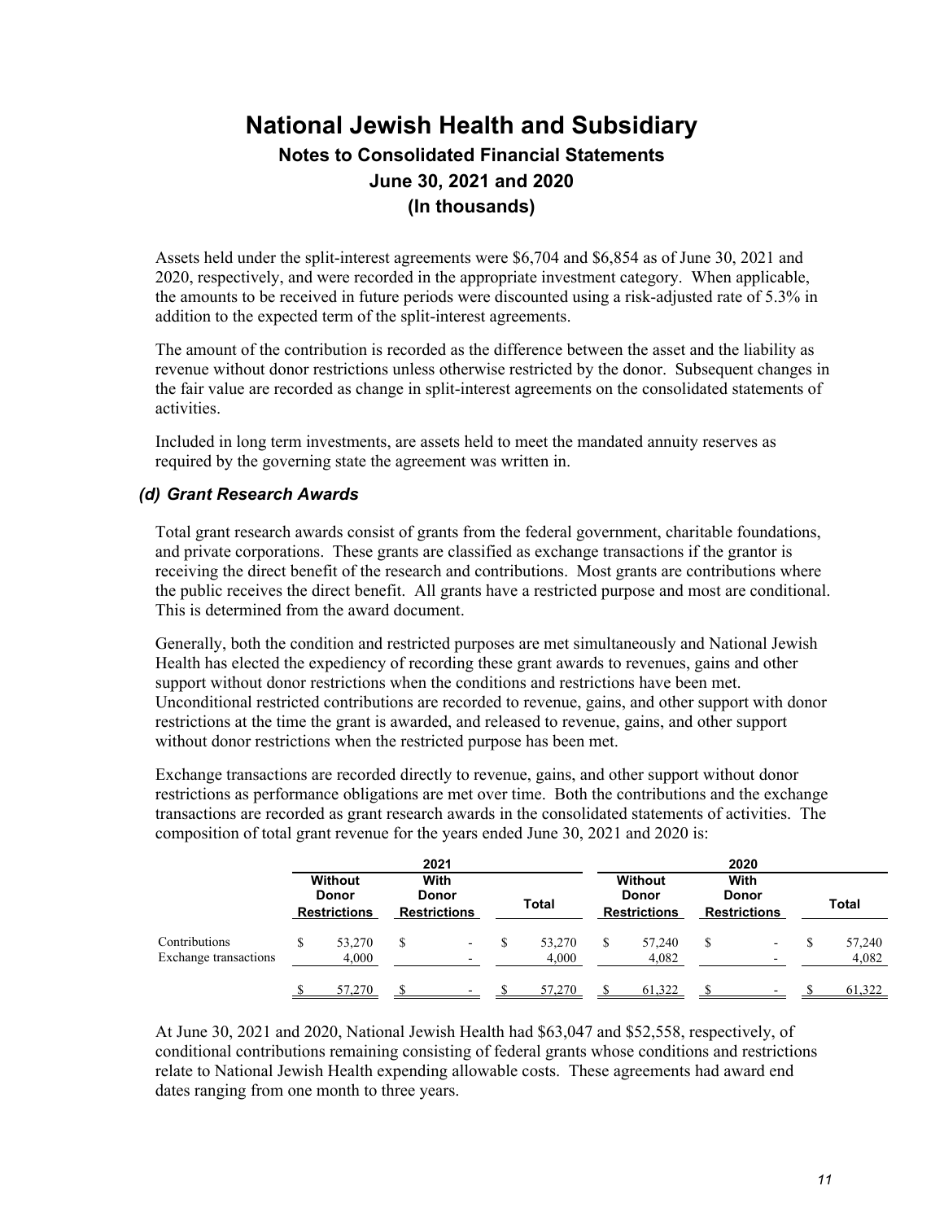Assets held under the split-interest agreements were $6,704 and $6,854 as of June 30, 2021 and 2020, respectively, and were recorded in the appropriate investment category. When applicable, the amounts to be received in future periods were discounted using a risk-adjusted rate of 5.3% in addition to the expected term of the split-interest agreements.

The amount of the contribution is recorded as the difference between the asset and the liability as revenue without donor restrictions unless otherwise restricted by the donor. Subsequent changes in the fair value are recorded as change in split-interest agreements on the consolidated statements of activities.

Included in long term investments, are assets held to meet the mandated annuity reserves as required by the governing state the agreement was written in.

### *(d) Grant Research Awards*

Total grant research awards consist of grants from the federal government, charitable foundations, and private corporations. These grants are classified as exchange transactions if the grantor is receiving the direct benefit of the research and contributions. Most grants are contributions where the public receives the direct benefit. All grants have a restricted purpose and most are conditional. This is determined from the award document.

Generally, both the condition and restricted purposes are met simultaneously and National Jewish Health has elected the expediency of recording these grant awards to revenues, gains and other support without donor restrictions when the conditions and restrictions have been met. Unconditional restricted contributions are recorded to revenue, gains, and other support with donor restrictions at the time the grant is awarded, and released to revenue, gains, and other support without donor restrictions when the restricted purpose has been met.

Exchange transactions are recorded directly to revenue, gains, and other support without donor restrictions as performance obligations are met over time. Both the contributions and the exchange transactions are recorded as grant research awards in the consolidated statements of activities. The composition of total grant revenue for the years ended June 30, 2021 and 2020 is:

| | 2021 | | | 2020 | | |
|---|---|---|---|---|---|---|
| | Without Donor Restrictions | With Donor Restrictions | Total | Without Donor Restrictions | With Donor Restrictions | Total |
| Contributions | $ 53,270 | $ - | $ 53,270 | $ 57,240 | $ - | $ 57,240 |
| Exchange transactions | 4,000 | - | 4,000 | 4,082 | - | 4,082 |
| | $ 57,270 | $ - | $ 57,270 | $ 61,322 | $ - | $ 61,322 |

At June 30, 2021 and 2020, National Jewish Health had $63,047 and $52,558, respectively, of conditional contributions remaining consisting of federal grants whose conditions and restrictions relate to National Jewish Health expending allowable costs. These agreements had award end dates ranging from one month to three years.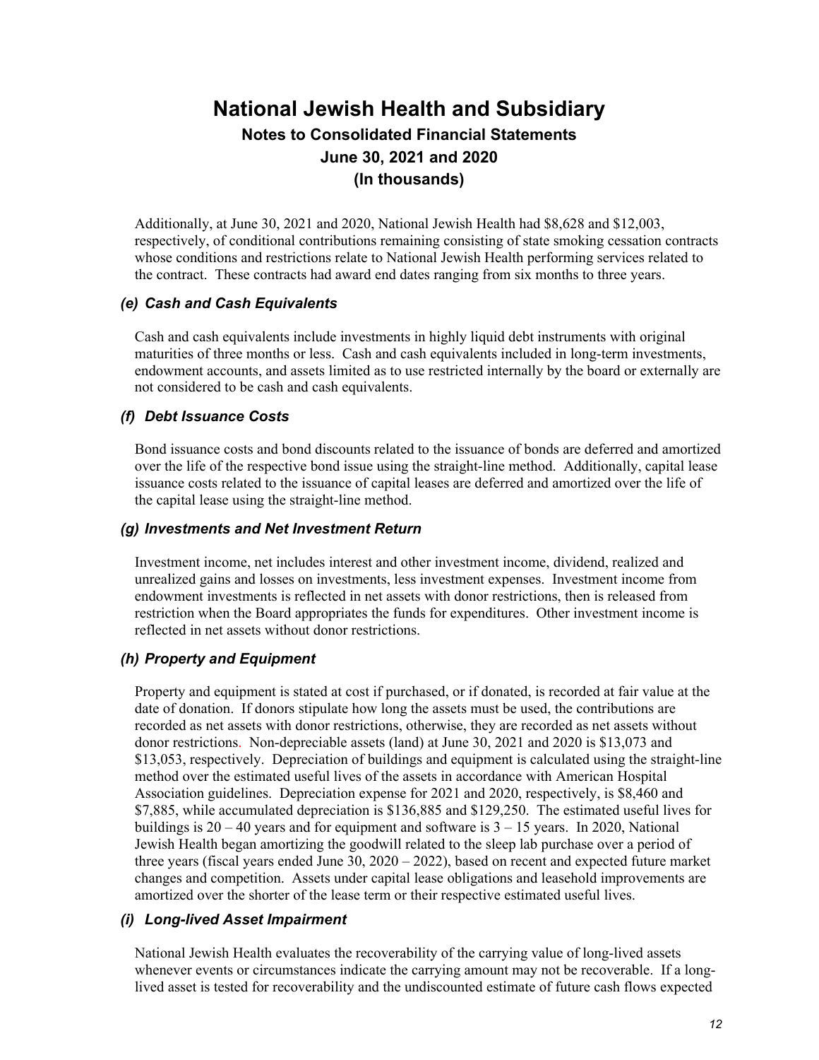Additionally, at June 30, 2021 and 2020, National Jewish Health had $8,628 and $12,003, respectively, of conditional contributions remaining consisting of state smoking cessation contracts whose conditions and restrictions relate to National Jewish Health performing services related to the contract. These contracts had award end dates ranging from six months to three years.

### *(e) Cash and Cash Equivalents*

Cash and cash equivalents include investments in highly liquid debt instruments with original maturities of three months or less. Cash and cash equivalents included in long-term investments, endowment accounts, and assets limited as to use restricted internally by the board or externally are not considered to be cash and cash equivalents.

### *(f) Debt Issuance Costs*

Bond issuance costs and bond discounts related to the issuance of bonds are deferred and amortized over the life of the respective bond issue using the straight-line method. Additionally, capital lease issuance costs related to the issuance of capital leases are deferred and amortized over the life of the capital lease using the straight-line method.

### *(g) Investments and Net Investment Return*

Investment income, net includes interest and other investment income, dividend, realized and unrealized gains and losses on investments, less investment expenses. Investment income from endowment investments is reflected in net assets with donor restrictions, then is released from restriction when the Board appropriates the funds for expenditures. Other investment income is reflected in net assets without donor restrictions.

### *(h) Property and Equipment*

Property and equipment is stated at cost if purchased, or if donated, is recorded at fair value at the date of donation. If donors stipulate how long the assets must be used, the contributions are recorded as net assets with donor restrictions, otherwise, they are recorded as net assets without donor restrictions. Non-depreciable assets (land) at June 30, 2021 and 2020 is $13,073 and $13,053, respectively. Depreciation of buildings and equipment is calculated using the straight-line method over the estimated useful lives of the assets in accordance with American Hospital Association guidelines. Depreciation expense for 2021 and 2020, respectively, is $8,460 and $7,885, while accumulated depreciation is $136,885 and $129,250. The estimated useful lives for buildings is 20 – 40 years and for equipment and software is 3 – 15 years. In 2020, National Jewish Health began amortizing the goodwill related to the sleep lab purchase over a period of three years (fiscal years ended June 30, 2020 – 2022), based on recent and expected future market changes and competition. Assets under capital lease obligations and leasehold improvements are amortized over the shorter of the lease term or their respective estimated useful lives.

### *(i) Long-lived Asset Impairment*

National Jewish Health evaluates the recoverability of the carrying value of long-lived assets whenever events or circumstances indicate the carrying amount may not be recoverable. If a long-lived asset is tested for recoverability and the undiscounted estimate of future cash flows expected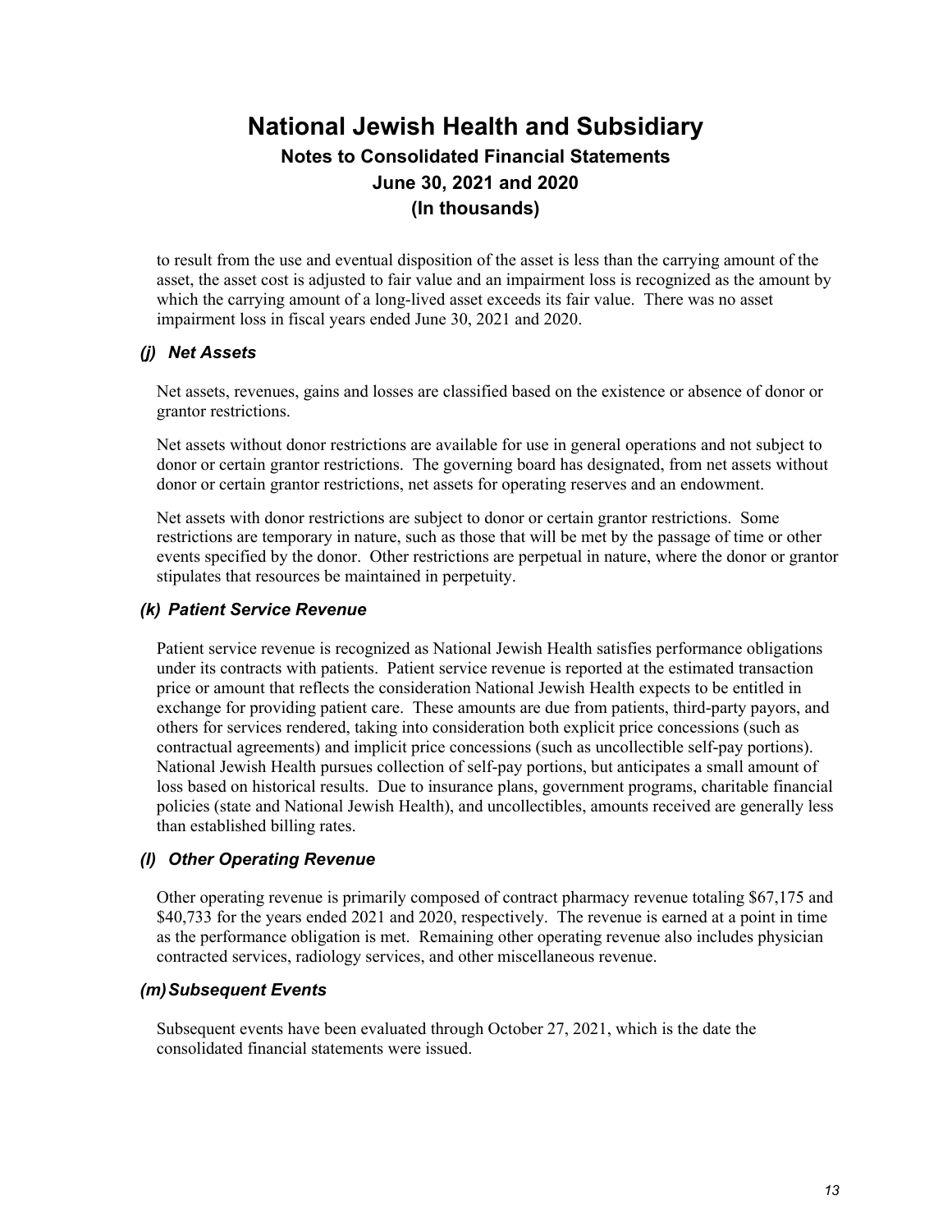to result from the use and eventual disposition of the asset is less than the carrying amount of the asset, the asset cost is adjusted to fair value and an impairment loss is recognized as the amount by which the carrying amount of a long-lived asset exceeds its fair value. There was no asset impairment loss in fiscal years ended June 30, 2021 and 2020.

### *(j) Net Assets*

Net assets, revenues, gains and losses are classified based on the existence or absence of donor or grantor restrictions.

Net assets without donor restrictions are available for use in general operations and not subject to donor or certain grantor restrictions. The governing board has designated, from net assets without donor or certain grantor restrictions, net assets for operating reserves and an endowment.

Net assets with donor restrictions are subject to donor or certain grantor restrictions. Some restrictions are temporary in nature, such as those that will be met by the passage of time or other events specified by the donor. Other restrictions are perpetual in nature, where the donor or grantor stipulates that resources be maintained in perpetuity.

### *(k) Patient Service Revenue*

Patient service revenue is recognized as National Jewish Health satisfies performance obligations under its contracts with patients. Patient service revenue is reported at the estimated transaction price or amount that reflects the consideration National Jewish Health expects to be entitled in exchange for providing patient care. These amounts are due from patients, third-party payors, and others for services rendered, taking into consideration both explicit price concessions (such as contractual agreements) and implicit price concessions (such as uncollectible self-pay portions). National Jewish Health pursues collection of self-pay portions, but anticipates a small amount of loss based on historical results. Due to insurance plans, government programs, charitable financial policies (state and National Jewish Health), and uncollectibles, amounts received are generally less than established billing rates.

### *(l) Other Operating Revenue*

Other operating revenue is primarily composed of contract pharmacy revenue totaling $67,175 and $40,733 for the years ended 2021 and 2020, respectively. The revenue is earned at a point in time as the performance obligation is met. Remaining other operating revenue also includes physician contracted services, radiology services, and other miscellaneous revenue.

### *(m) Subsequent Events*

Subsequent events have been evaluated through October 27, 2021, which is the date the consolidated financial statements were issued.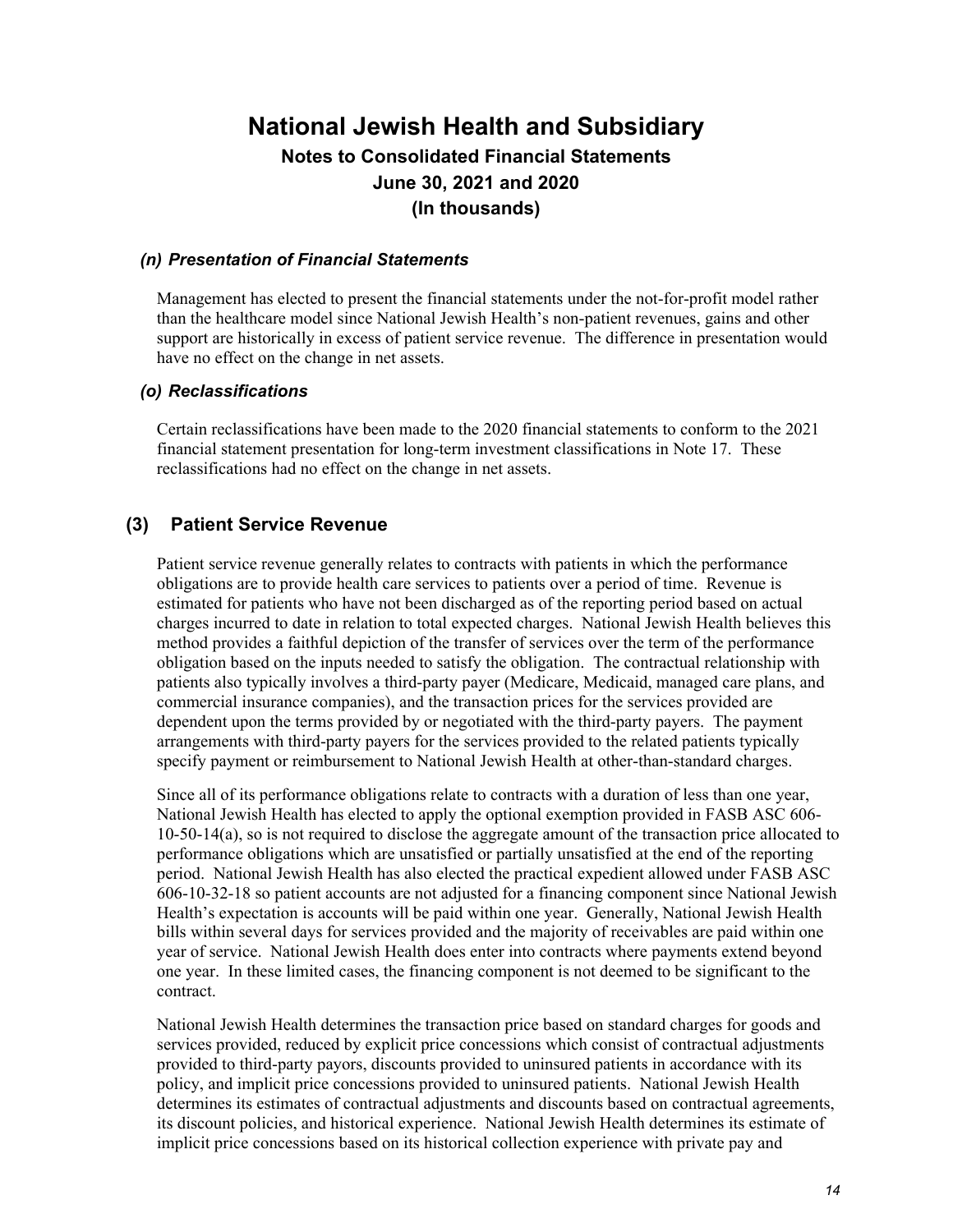### *(n) Presentation of Financial Statements*

Management has elected to present the financial statements under the not-for-profit model rather than the healthcare model since National Jewish Health's non-patient revenues, gains and other support are historically in excess of patient service revenue. The difference in presentation would have no effect on the change in net assets.

### *(o) Reclassifications*

Certain reclassifications have been made to the 2020 financial statements to conform to the 2021 financial statement presentation for long-term investment classifications in Note 17. These reclassifications had no effect on the change in net assets.

## (3) Patient Service Revenue

Patient service revenue generally relates to contracts with patients in which the performance obligations are to provide health care services to patients over a period of time. Revenue is estimated for patients who have not been discharged as of the reporting period based on actual charges incurred to date in relation to total expected charges. National Jewish Health believes this method provides a faithful depiction of the transfer of services over the term of the performance obligation based on the inputs needed to satisfy the obligation. The contractual relationship with patients also typically involves a third-party payer (Medicare, Medicaid, managed care plans, and commercial insurance companies), and the transaction prices for the services provided are dependent upon the terms provided by or negotiated with the third-party payers. The payment arrangements with third-party payers for the services provided to the related patients typically specify payment or reimbursement to National Jewish Health at other-than-standard charges.

Since all of its performance obligations relate to contracts with a duration of less than one year, National Jewish Health has elected to apply the optional exemption provided in FASB ASC 606-10-50-14(a), so is not required to disclose the aggregate amount of the transaction price allocated to performance obligations which are unsatisfied or partially unsatisfied at the end of the reporting period. National Jewish Health has also elected the practical expedient allowed under FASB ASC 606-10-32-18 so patient accounts are not adjusted for a financing component since National Jewish Health's expectation is accounts will be paid within one year. Generally, National Jewish Health bills within several days for services provided and the majority of receivables are paid within one year of service. National Jewish Health does enter into contracts where payments extend beyond one year. In these limited cases, the financing component is not deemed to be significant to the contract.

National Jewish Health determines the transaction price based on standard charges for goods and services provided, reduced by explicit price concessions which consist of contractual adjustments provided to third-party payors, discounts provided to uninsured patients in accordance with its policy, and implicit price concessions provided to uninsured patients. National Jewish Health determines its estimates of contractual adjustments and discounts based on contractual agreements, its discount policies, and historical experience. National Jewish Health determines its estimate of implicit price concessions based on its historical collection experience with private pay and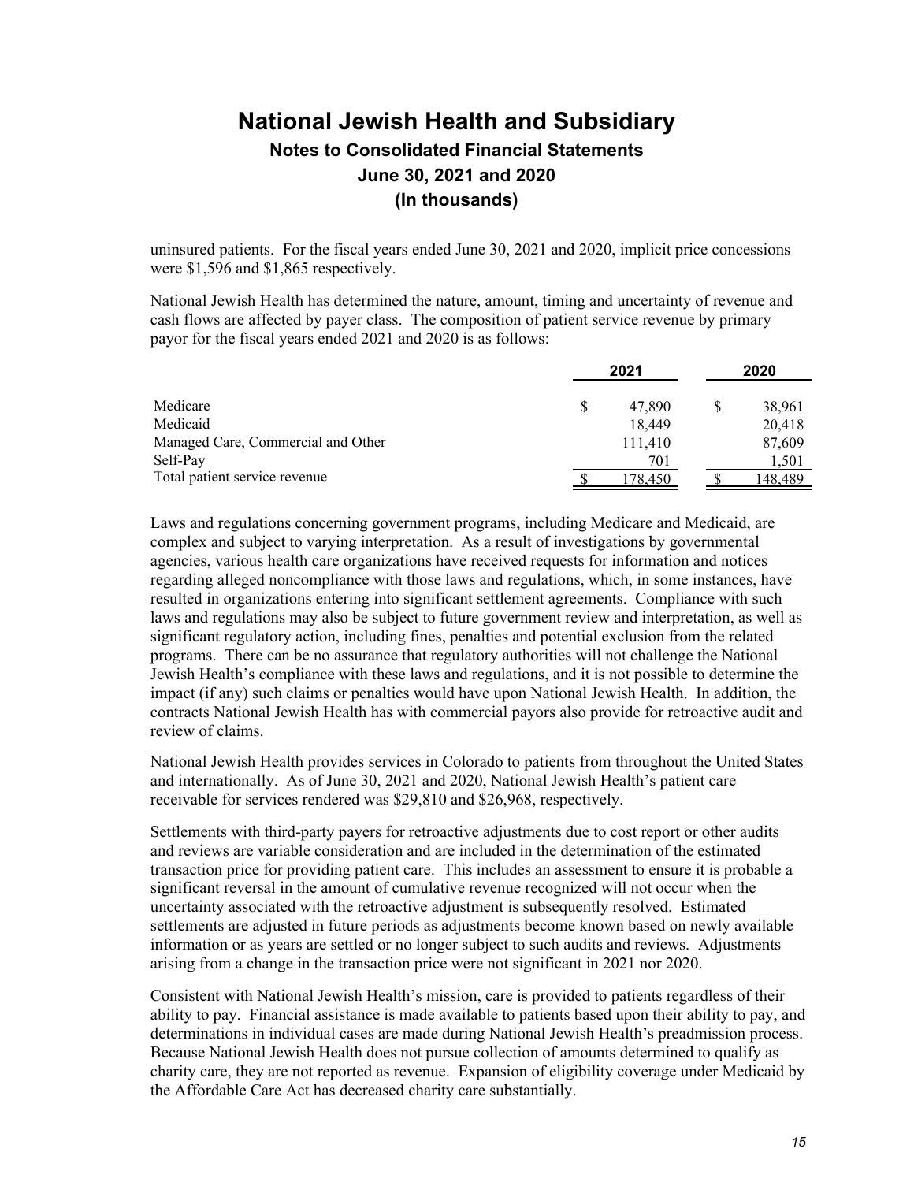# National Jewish Health and Subsidiary

## Notes to Consolidated Financial Statements

## June 30, 2021 and 2020

## (In thousands)

uninsured patients. For the fiscal years ended June 30, 2021 and 2020, implicit price concessions were $1,596 and $1,865 respectively.

National Jewish Health has determined the nature, amount, timing and uncertainty of revenue and cash flows are affected by payer class. The composition of patient service revenue by primary payor for the fiscal years ended 2021 and 2020 is as follows:

| | 2021 | 2020 |
|---|---|---|
| Medicare | $ 47,890 | $ 38,961 |
| Medicaid | 18,449 | 20,418 |
| Managed Care, Commercial and Other | 111,410 | 87,609 |
| Self-Pay | 701 | 1,501 |
| Total patient service revenue | $ 178,450 | $ 148,489 |

Laws and regulations concerning government programs, including Medicare and Medicaid, are complex and subject to varying interpretation. As a result of investigations by governmental agencies, various health care organizations have received requests for information and notices regarding alleged noncompliance with those laws and regulations, which, in some instances, have resulted in organizations entering into significant settlement agreements. Compliance with such laws and regulations may also be subject to future government review and interpretation, as well as significant regulatory action, including fines, penalties and potential exclusion from the related programs. There can be no assurance that regulatory authorities will not challenge the National Jewish Health's compliance with these laws and regulations, and it is not possible to determine the impact (if any) such claims or penalties would have upon National Jewish Health. In addition, the contracts National Jewish Health has with commercial payors also provide for retroactive audit and review of claims.

National Jewish Health provides services in Colorado to patients from throughout the United States and internationally. As of June 30, 2021 and 2020, National Jewish Health's patient care receivable for services rendered was $29,810 and $26,968, respectively.

Settlements with third-party payers for retroactive adjustments due to cost report or other audits and reviews are variable consideration and are included in the determination of the estimated transaction price for providing patient care. This includes an assessment to ensure it is probable a significant reversal in the amount of cumulative revenue recognized will not occur when the uncertainty associated with the retroactive adjustment is subsequently resolved. Estimated settlements are adjusted in future periods as adjustments become known based on newly available information or as years are settled or no longer subject to such audits and reviews. Adjustments arising from a change in the transaction price were not significant in 2021 nor 2020.

Consistent with National Jewish Health's mission, care is provided to patients regardless of their ability to pay. Financial assistance is made available to patients based upon their ability to pay, and determinations in individual cases are made during National Jewish Health's preadmission process. Because National Jewish Health does not pursue collection of amounts determined to qualify as charity care, they are not reported as revenue. Expansion of eligibility coverage under Medicaid by the Affordable Care Act has decreased charity care substantially.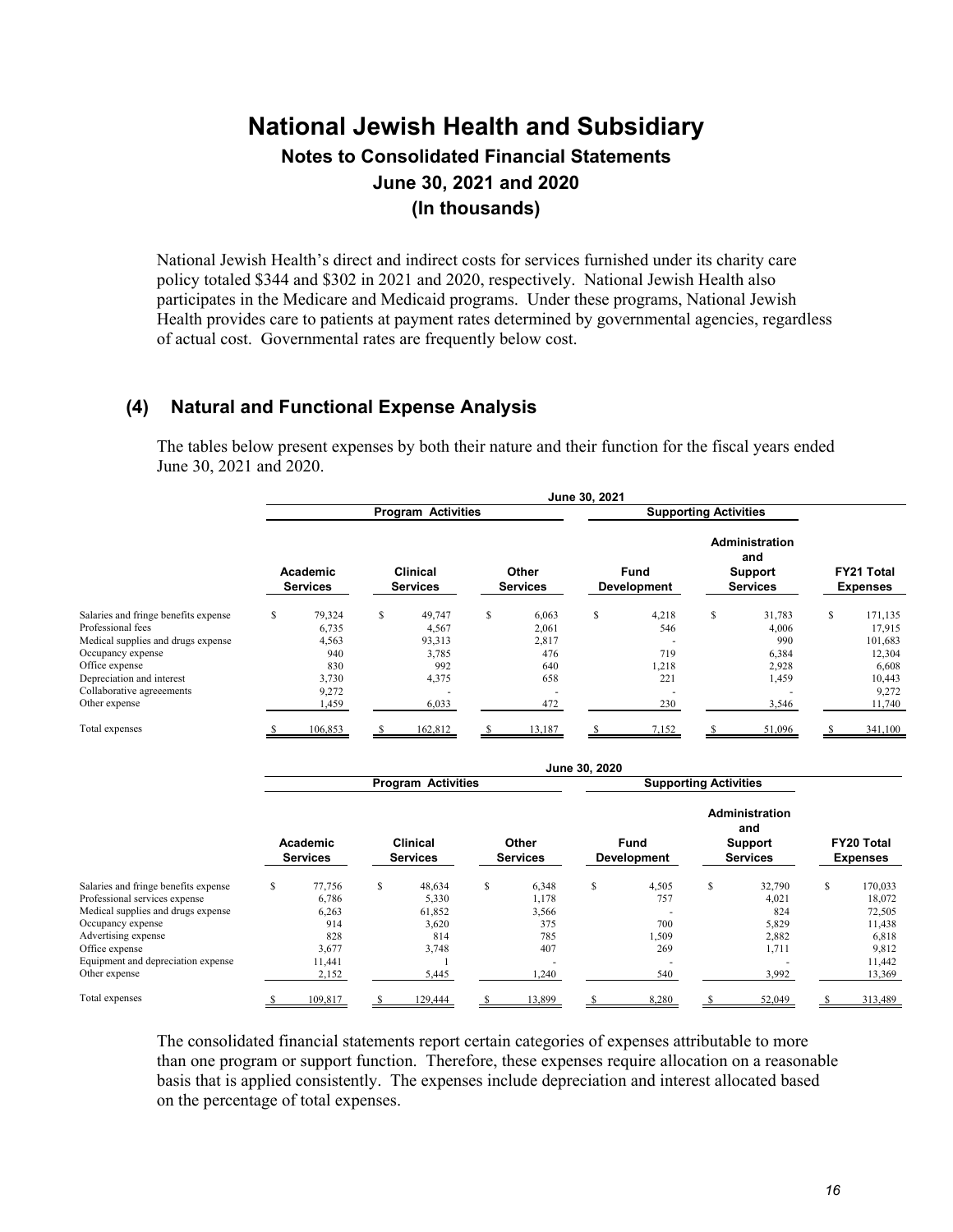# National Jewish Health and Subsidiary

## Notes to Consolidated Financial Statements

## June 30, 2021 and 2020

## (In thousands)

National Jewish Health's direct and indirect costs for services furnished under its charity care policy totaled \$344 and \$302 in 2021 and 2020, respectively. National Jewish Health also participates in the Medicare and Medicaid programs. Under these programs, National Jewish Health provides care to patients at payment rates determined by governmental agencies, regardless of actual cost. Governmental rates are frequently below cost.

## (4) Natural and Functional Expense Analysis

The tables below present expenses by both their nature and their function for the fiscal years ended June 30, 2021 and 2020.

| | June 30, 2021 | | | | | |
|---|---|---|---|---|---|---|
| | Program Activities | | | Supporting Activities | | |
| | Academic Services | Clinical Services | Other Services | Fund Development | Administration and Support Services | FY21 Total Expenses |
| Salaries and fringe benefits expense | $ 79,324 | $ 49,747 | $ 6,063 | $ 4,218 | $ 31,783 | $ 171,135 |
| Professional fees | 6,735 | 4,567 | 2,061 | 546 | 4,006 | 17,915 |
| Medical supplies and drugs expense | 4,563 | 93,313 | 2,817 | - | 990 | 101,683 |
| Occupancy expense | 940 | 3,785 | 476 | 719 | 6,384 | 12,304 |
| Office expense | 830 | 992 | 640 | 1,218 | 2,928 | 6,608 |
| Depreciation and interest | 3,730 | 4,375 | 658 | 221 | 1,459 | 10,443 |
| Collaborative agreeements | 9,272 | - | - | - | - | 9,272 |
| Other expense | 1,459 | 6,033 | 472 | 230 | 3,546 | 11,740 |
| Total expenses | $ 106,853 | $ 162,812 | $ 13,187 | $ 7,152 | $ 51,096 | $ 341,100 |

| | June 30, 2020 | | | | | |
|---|---|---|---|---|---|---|
| | Program Activities | | | Supporting Activities | | |
| | Academic Services | Clinical Services | Other Services | Fund Development | Administration and Support Services | FY20 Total Expenses |
| Salaries and fringe benefits expense | $ 77,756 | $ 48,634 | $ 6,348 | $ 4,505 | $ 32,790 | $ 170,033 |
| Professional services expense | 6,786 | 5,330 | 1,178 | 757 | 4,021 | 18,072 |
| Medical supplies and drugs expense | 6,263 | 61,852 | 3,566 | - | 824 | 72,505 |
| Occupancy expense | 914 | 3,620 | 375 | 700 | 5,829 | 11,438 |
| Advertising expense | 828 | 814 | 785 | 1,509 | 2,882 | 6,818 |
| Office expense | 3,677 | 3,748 | 407 | 269 | 1,711 | 9,812 |
| Equipment and depreciation expense | 11,441 | 1 | - | - | - | 11,442 |
| Other expense | 2,152 | 5,445 | 1,240 | 540 | 3,992 | 13,369 |
| Total expenses | $ 109,817 | $ 129,444 | $ 13,899 | $ 8,280 | $ 52,049 | $ 313,489 |

The consolidated financial statements report certain categories of expenses attributable to more than one program or support function. Therefore, these expenses require allocation on a reasonable basis that is applied consistently. The expenses include depreciation and interest allocated based on the percentage of total expenses.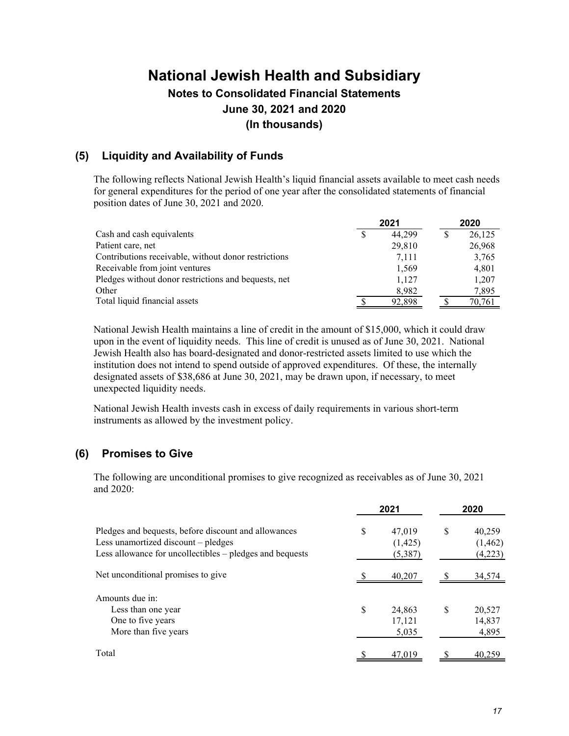# National Jewish Health and Subsidiary

## Notes to Consolidated Financial Statements

## June 30, 2021 and 2020

## (In thousands)

### (5) Liquidity and Availability of Funds

The following reflects National Jewish Health's liquid financial assets available to meet cash needs for general expenditures for the period of one year after the consolidated statements of financial position dates of June 30, 2021 and 2020.

| | 2021 | 2020 |
|---|---|---|
| Cash and cash equivalents | $ 44,299 | $ 26,125 |
| Patient care, net | 29,810 | 26,968 |
| Contributions receivable, without donor restrictions | 7,111 | 3,765 |
| Receivable from joint ventures | 1,569 | 4,801 |
| Pledges without donor restrictions and bequests, net | 1,127 | 1,207 |
| Other | 8,982 | 7,895 |
| Total liquid financial assets | $ 92,898 | $ 70,761 |

National Jewish Health maintains a line of credit in the amount of $15,000, which it could draw upon in the event of liquidity needs. This line of credit is unused as of June 30, 2021. National Jewish Health also has board-designated and donor-restricted assets limited to use which the institution does not intend to spend outside of approved expenditures. Of these, the internally designated assets of $38,686 at June 30, 2021, may be drawn upon, if necessary, to meet unexpected liquidity needs.

National Jewish Health invests cash in excess of daily requirements in various short-term instruments as allowed by the investment policy.

### (6) Promises to Give

The following are unconditional promises to give recognized as receivables as of June 30, 2021 and 2020:

| | 2021 | 2020 |
|---|---|---|
| Pledges and bequests, before discount and allowances | $ 47,019 | $ 40,259 |
| Less unamortized discount – pledges | (1,425) | (1,462) |
| Less allowance for uncollectibles – pledges and bequests | (5,387) | (4,223) |
| Net unconditional promises to give | $ 40,207 | $ 34,574 |
| Amounts due in: | | |
| Less than one year | $ 24,863 | $ 20,527 |
| One to five years | 17,121 | 14,837 |
| More than five years | 5,035 | 4,895 |
| Total | $ 47,019 | $ 40,259 |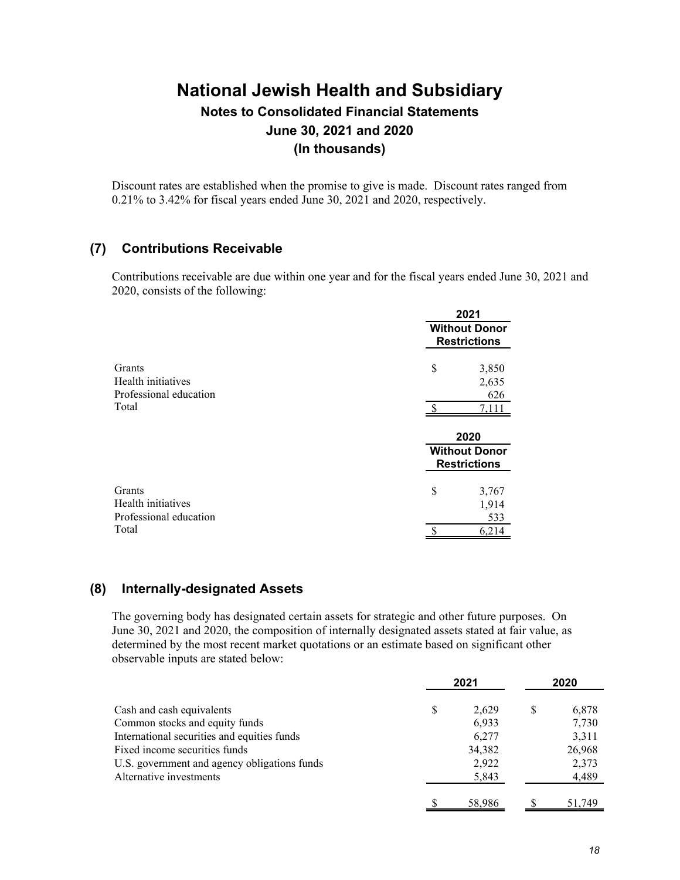Discount rates are established when the promise to give is made. Discount rates ranged from 0.21% to 3.42% for fiscal years ended June 30, 2021 and 2020, respectively.

## (7) Contributions Receivable

Contributions receivable are due within one year and for the fiscal years ended June 30, 2021 and 2020, consists of the following:

| | 2021 Without Donor Restrictions |
|---|---|
| Grants | $ 3,850 |
| Health initiatives | 2,635 |
| Professional education | 626 |
| Total | $ 7,111 |

| | 2020 Without Donor Restrictions |
|---|---|
| Grants | $ 3,767 |
| Health initiatives | 1,914 |
| Professional education | 533 |
| Total | $ 6,214 |

## (8) Internally-designated Assets

The governing body has designated certain assets for strategic and other future purposes. On June 30, 2021 and 2020, the composition of internally designated assets stated at fair value, as determined by the most recent market quotations or an estimate based on significant other observable inputs are stated below:

| | 2021 | 2020 |
|---|---|---|
| Cash and cash equivalents | $ 2,629 | $ 6,878 |
| Common stocks and equity funds | 6,933 | 7,730 |
| International securities and equities funds | 6,277 | 3,311 |
| Fixed income securities funds | 34,382 | 26,968 |
| U.S. government and agency obligations funds | 2,922 | 2,373 |
| Alternative investments | 5,843 | 4,489 |
| | $ 58,986 | $ 51,749 |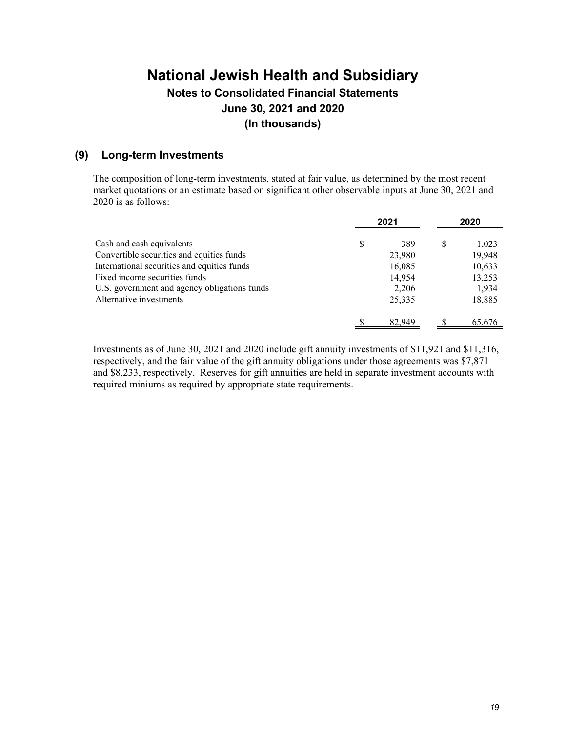# National Jewish Health and Subsidiary

## Notes to Consolidated Financial Statements

## June 30, 2021 and 2020

## (In thousands)

### (9) Long-term Investments

The composition of long-term investments, stated at fair value, as determined by the most recent market quotations or an estimate based on significant other observable inputs at June 30, 2021 and 2020 is as follows:

| | 2021 | 2020 |
|---|---|---|
| Cash and cash equivalents | $ 389 | $ 1,023 |
| Convertible securities and equities funds | 23,980 | 19,948 |
| International securities and equities funds | 16,085 | 10,633 |
| Fixed income securities funds | 14,954 | 13,253 |
| U.S. government and agency obligations funds | 2,206 | 1,934 |
| Alternative investments | 25,335 | 18,885 |
| | $ 82,949 | $ 65,676 |

Investments as of June 30, 2021 and 2020 include gift annuity investments of $11,921 and $11,316, respectively, and the fair value of the gift annuity obligations under those agreements was $7,871 and $8,233, respectively. Reserves for gift annuities are held in separate investment accounts with required miniums as required by appropriate state requirements.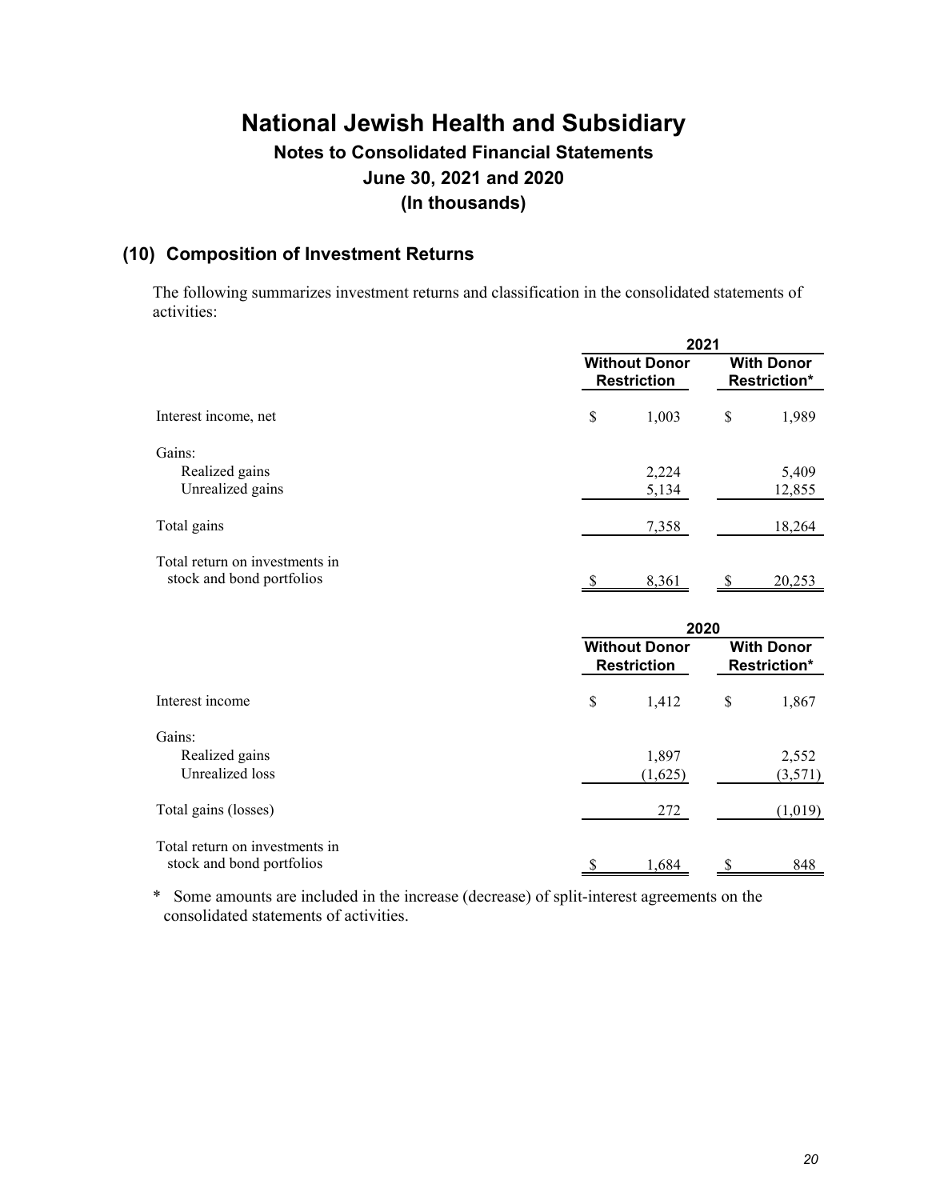# National Jewish Health and Subsidiary

## Notes to Consolidated Financial Statements

## June 30, 2021 and 2020

## (In thousands)

### (10) Composition of Investment Returns

The following summarizes investment returns and classification in the consolidated statements of activities:

| | 2021 | |
|---|---|---|
| | Without Donor Restriction | With Donor Restriction* |
| Interest income, net | $ 1,003 | $ 1,989 |
| Gains: | | |
| Realized gains | 2,224 | 5,409 |
| Unrealized gains | 5,134 | 12,855 |
| Total gains | 7,358 | 18,264 |
| Total return on investments in stock and bond portfolios | $ 8,361 | $ 20,253 |

| | 2020 | |
|---|---|---|
| | Without Donor Restriction | With Donor Restriction* |
| Interest income | $ 1,412 | $ 1,867 |
| Gains: | | |
| Realized gains | 1,897 | 2,552 |
| Unrealized loss | (1,625) | (3,571) |
| Total gains (losses) | 272 | (1,019) |
| Total return on investments in stock and bond portfolios | $ 1,684 | $ 848 |

\* Some amounts are included in the increase (decrease) of split-interest agreements on the consolidated statements of activities.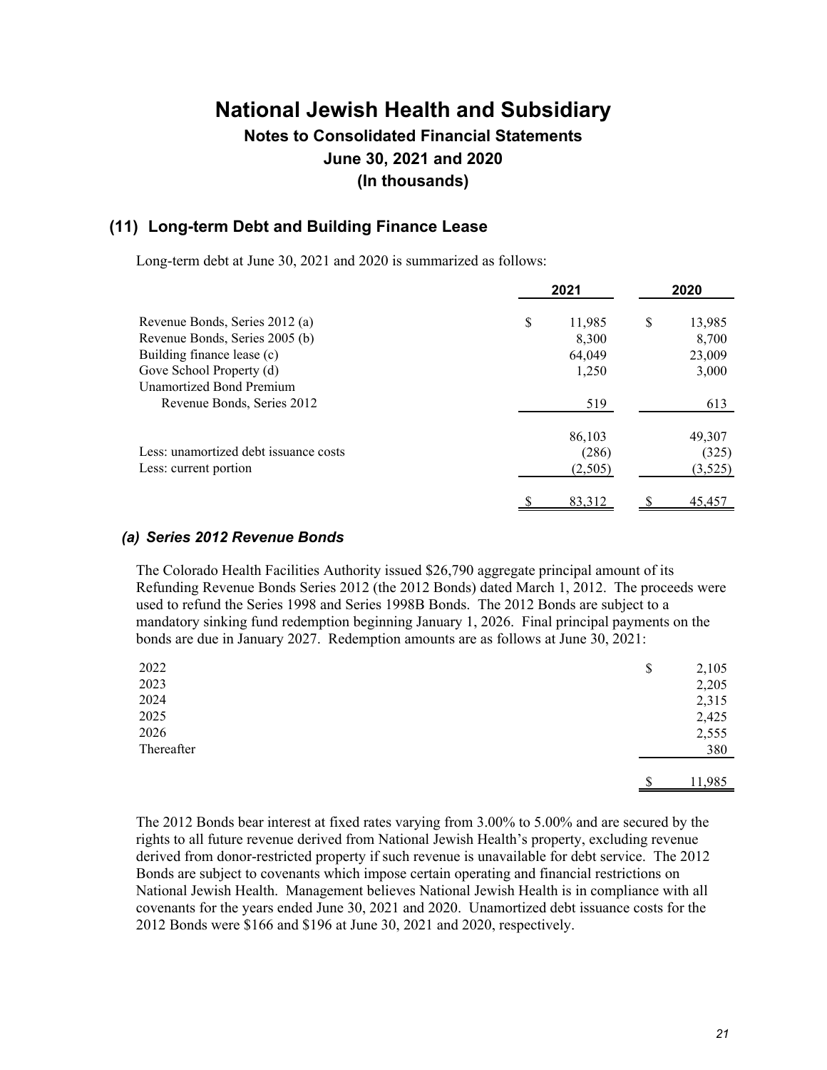# National Jewish Health and Subsidiary

## Notes to Consolidated Financial Statements

## June 30, 2021 and 2020

## (In thousands)

### (11) Long-term Debt and Building Finance Lease

Long-term debt at June 30, 2021 and 2020 is summarized as follows:

| | 2021 | 2020 |
|---|---|---|
| Revenue Bonds, Series 2012 (a) | $ 11,985 | $ 13,985 |
| Revenue Bonds, Series 2005 (b) | 8,300 | 8,700 |
| Building finance lease (c) | 64,049 | 23,009 |
| Gove School Property (d) | 1,250 | 3,000 |
| Unamortized Bond Premium | | |
| Revenue Bonds, Series 2012 | 519 | 613 |
| | 86,103 | 49,307 |
| Less: unamortized debt issuance costs | (286) | (325) |
| Less: current portion | (2,505) | (3,525) |
| | $ 83,312 | $ 45,457 |

#### *(a) Series 2012 Revenue Bonds*

The Colorado Health Facilities Authority issued $26,790 aggregate principal amount of its Refunding Revenue Bonds Series 2012 (the 2012 Bonds) dated March 1, 2012. The proceeds were used to refund the Series 1998 and Series 1998B Bonds. The 2012 Bonds are subject to a mandatory sinking fund redemption beginning January 1, 2026. Final principal payments on the bonds are due in January 2027. Redemption amounts are as follows at June 30, 2021:

| | |
|---|---|
| 2022 | $ 2,105 |
| 2023 | 2,205 |
| 2024 | 2,315 |
| 2025 | 2,425 |
| 2026 | 2,555 |
| Thereafter | 380 |
| | $ 11,985 |

The 2012 Bonds bear interest at fixed rates varying from 3.00% to 5.00% and are secured by the rights to all future revenue derived from National Jewish Health's property, excluding revenue derived from donor-restricted property if such revenue is unavailable for debt service. The 2012 Bonds are subject to covenants which impose certain operating and financial restrictions on National Jewish Health. Management believes National Jewish Health is in compliance with all covenants for the years ended June 30, 2021 and 2020. Unamortized debt issuance costs for the 2012 Bonds were $166 and $196 at June 30, 2021 and 2020, respectively.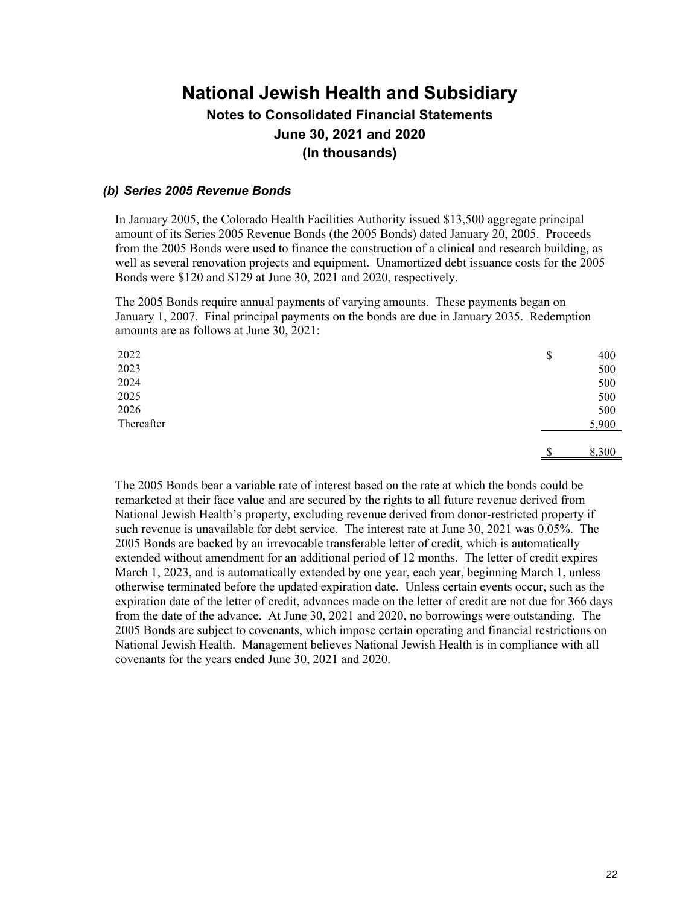# National Jewish Health and Subsidiary

## Notes to Consolidated Financial Statements

## June 30, 2021 and 2020

## (In thousands)

### *(b) Series 2005 Revenue Bonds*

In January 2005, the Colorado Health Facilities Authority issued $13,500 aggregate principal amount of its Series 2005 Revenue Bonds (the 2005 Bonds) dated January 20, 2005. Proceeds from the 2005 Bonds were used to finance the construction of a clinical and research building, as well as several renovation projects and equipment. Unamortized debt issuance costs for the 2005 Bonds were $120 and $129 at June 30, 2021 and 2020, respectively.

The 2005 Bonds require annual payments of varying amounts. These payments began on January 1, 2007. Final principal payments on the bonds are due in January 2035. Redemption amounts are as follows at June 30, 2021:

| | |
|---|---|
| 2022 | $ 400 |
| 2023 | 500 |
| 2024 | 500 |
| 2025 | 500 |
| 2026 | 500 |
| Thereafter | 5,900 |
| | $ 8,300 |

The 2005 Bonds bear a variable rate of interest based on the rate at which the bonds could be remarketed at their face value and are secured by the rights to all future revenue derived from National Jewish Health's property, excluding revenue derived from donor-restricted property if such revenue is unavailable for debt service. The interest rate at June 30, 2021 was 0.05%. The 2005 Bonds are backed by an irrevocable transferable letter of credit, which is automatically extended without amendment for an additional period of 12 months. The letter of credit expires March 1, 2023, and is automatically extended by one year, each year, beginning March 1, unless otherwise terminated before the updated expiration date. Unless certain events occur, such as the expiration date of the letter of credit, advances made on the letter of credit are not due for 366 days from the date of the advance. At June 30, 2021 and 2020, no borrowings were outstanding. The 2005 Bonds are subject to covenants, which impose certain operating and financial restrictions on National Jewish Health. Management believes National Jewish Health is in compliance with all covenants for the years ended June 30, 2021 and 2020.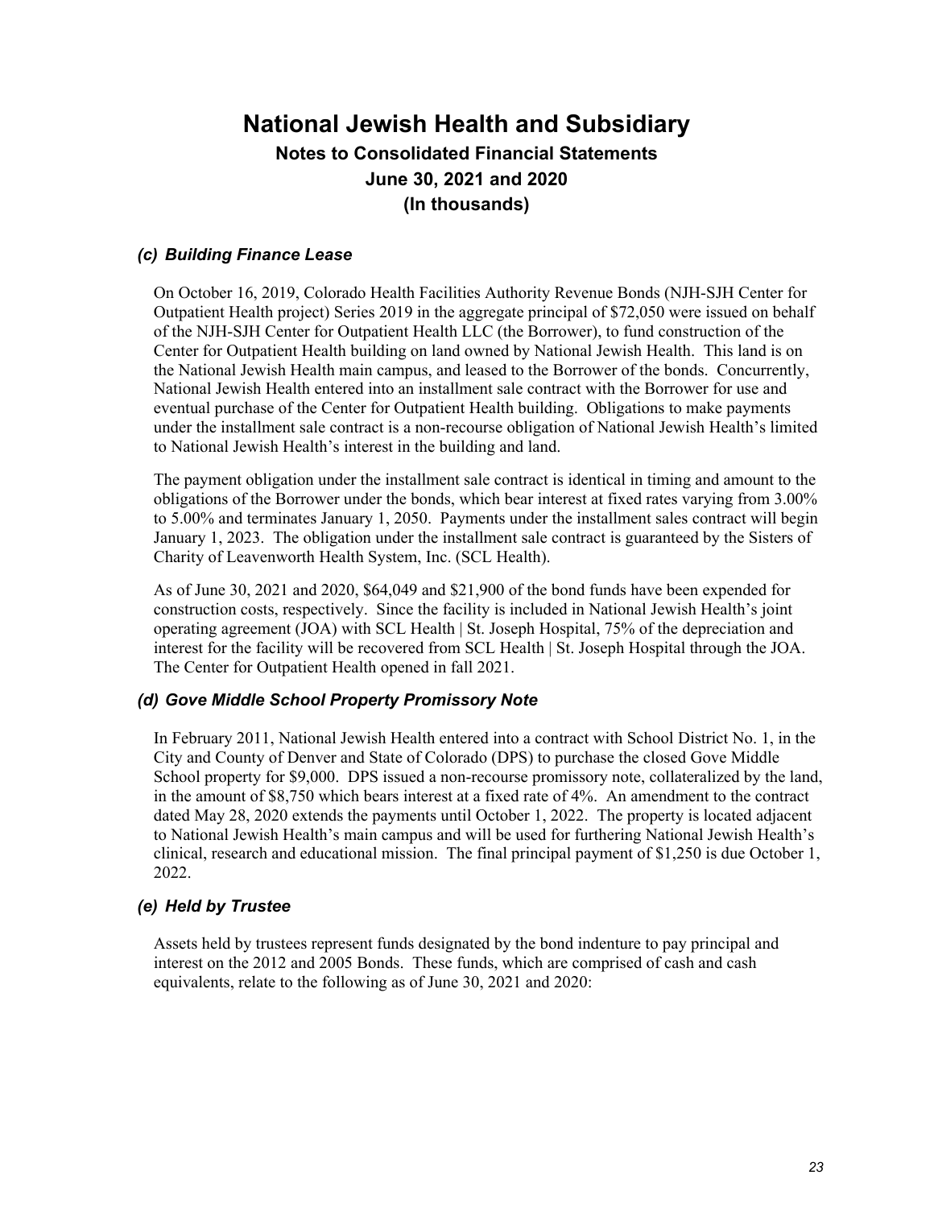# National Jewish Health and Subsidiary

## Notes to Consolidated Financial Statements

## June 30, 2021 and 2020

## (In thousands)

### *(c) Building Finance Lease*

On October 16, 2019, Colorado Health Facilities Authority Revenue Bonds (NJH-SJH Center for Outpatient Health project) Series 2019 in the aggregate principal of $72,050 were issued on behalf of the NJH-SJH Center for Outpatient Health LLC (the Borrower), to fund construction of the Center for Outpatient Health building on land owned by National Jewish Health. This land is on the National Jewish Health main campus, and leased to the Borrower of the bonds. Concurrently, National Jewish Health entered into an installment sale contract with the Borrower for use and eventual purchase of the Center for Outpatient Health building. Obligations to make payments under the installment sale contract is a non-recourse obligation of National Jewish Health's limited to National Jewish Health's interest in the building and land.

The payment obligation under the installment sale contract is identical in timing and amount to the obligations of the Borrower under the bonds, which bear interest at fixed rates varying from 3.00% to 5.00% and terminates January 1, 2050. Payments under the installment sales contract will begin January 1, 2023. The obligation under the installment sale contract is guaranteed by the Sisters of Charity of Leavenworth Health System, Inc. (SCL Health).

As of June 30, 2021 and 2020, $64,049 and $21,900 of the bond funds have been expended for construction costs, respectively. Since the facility is included in National Jewish Health's joint operating agreement (JOA) with SCL Health | St. Joseph Hospital, 75% of the depreciation and interest for the facility will be recovered from SCL Health | St. Joseph Hospital through the JOA. The Center for Outpatient Health opened in fall 2021.

### *(d) Gove Middle School Property Promissory Note*

In February 2011, National Jewish Health entered into a contract with School District No. 1, in the City and County of Denver and State of Colorado (DPS) to purchase the closed Gove Middle School property for $9,000. DPS issued a non-recourse promissory note, collateralized by the land, in the amount of $8,750 which bears interest at a fixed rate of 4%. An amendment to the contract dated May 28, 2020 extends the payments until October 1, 2022. The property is located adjacent to National Jewish Health's main campus and will be used for furthering National Jewish Health's clinical, research and educational mission. The final principal payment of $1,250 is due October 1, 2022.

### *(e) Held by Trustee*

Assets held by trustees represent funds designated by the bond indenture to pay principal and interest on the 2012 and 2005 Bonds. These funds, which are comprised of cash and cash equivalents, relate to the following as of June 30, 2021 and 2020: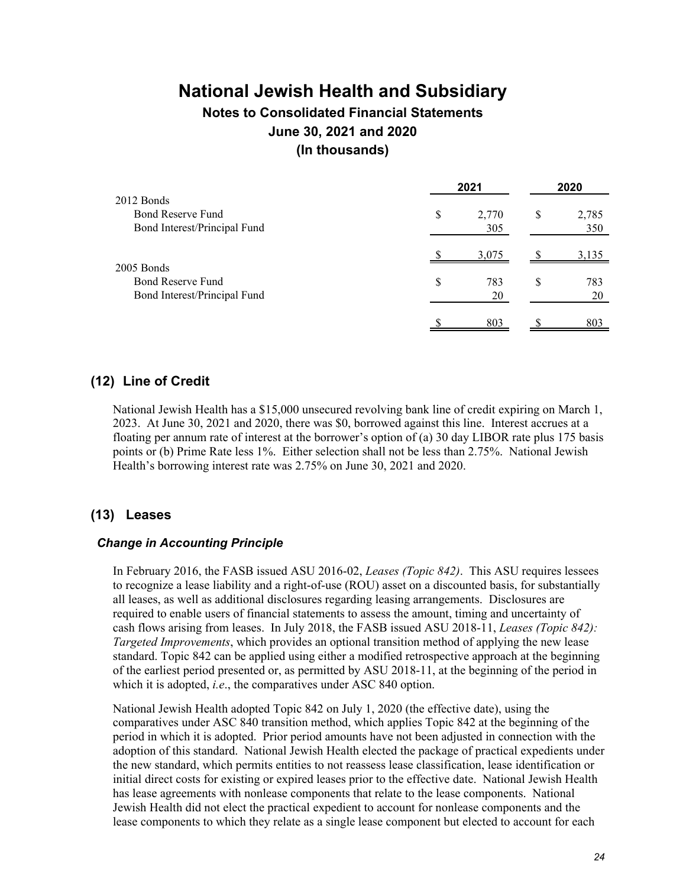| | 2021 | 2020 |
|---|---|---|
| 2012 Bonds | | |
| Bond Reserve Fund | $ 2,770 | $ 2,785 |
| Bond Interest/Principal Fund | 305 | 350 |
| | $ 3,075 | $ 3,135 |
| 2005 Bonds | | |
| Bond Reserve Fund | $ 783 | $ 783 |
| Bond Interest/Principal Fund | 20 | 20 |
| | $ 803 | $ 803 |

## (12) Line of Credit

National Jewish Health has a $15,000 unsecured revolving bank line of credit expiring on March 1, 2023. At June 30, 2021 and 2020, there was $0, borrowed against this line. Interest accrues at a floating per annum rate of interest at the borrower's option of (a) 30 day LIBOR rate plus 175 basis points or (b) Prime Rate less 1%. Either selection shall not be less than 2.75%. National Jewish Health's borrowing interest rate was 2.75% on June 30, 2021 and 2020.

## (13) Leases

### *Change in Accounting Principle*

In February 2016, the FASB issued ASU 2016-02, *Leases (Topic 842)*. This ASU requires lessees to recognize a lease liability and a right-of-use (ROU) asset on a discounted basis, for substantially all leases, as well as additional disclosures regarding leasing arrangements. Disclosures are required to enable users of financial statements to assess the amount, timing and uncertainty of cash flows arising from leases. In July 2018, the FASB issued ASU 2018-11, *Leases (Topic 842): Targeted Improvements*, which provides an optional transition method of applying the new lease standard. Topic 842 can be applied using either a modified retrospective approach at the beginning of the earliest period presented or, as permitted by ASU 2018-11, at the beginning of the period in which it is adopted, *i.e*., the comparatives under ASC 840 option.

National Jewish Health adopted Topic 842 on July 1, 2020 (the effective date), using the comparatives under ASC 840 transition method, which applies Topic 842 at the beginning of the period in which it is adopted. Prior period amounts have not been adjusted in connection with the adoption of this standard. National Jewish Health elected the package of practical expedients under the new standard, which permits entities to not reassess lease classification, lease identification or initial direct costs for existing or expired leases prior to the effective date. National Jewish Health has lease agreements with nonlease components that relate to the lease components. National Jewish Health did not elect the practical expedient to account for nonlease components and the lease components to which they relate as a single lease component but elected to account for each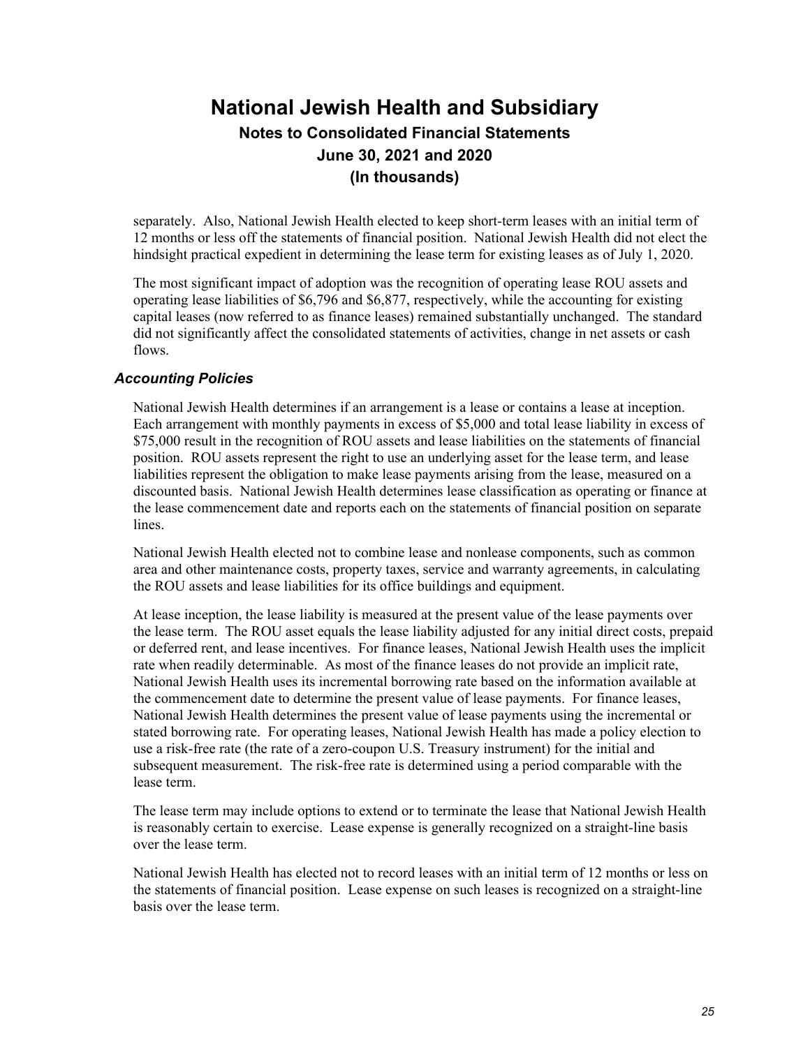separately. Also, National Jewish Health elected to keep short-term leases with an initial term of 12 months or less off the statements of financial position. National Jewish Health did not elect the hindsight practical expedient in determining the lease term for existing leases as of July 1, 2020.

The most significant impact of adoption was the recognition of operating lease ROU assets and operating lease liabilities of $6,796 and $6,877, respectively, while the accounting for existing capital leases (now referred to as finance leases) remained substantially unchanged. The standard did not significantly affect the consolidated statements of activities, change in net assets or cash flows.

### *Accounting Policies*

National Jewish Health determines if an arrangement is a lease or contains a lease at inception. Each arrangement with monthly payments in excess of $5,000 and total lease liability in excess of $75,000 result in the recognition of ROU assets and lease liabilities on the statements of financial position. ROU assets represent the right to use an underlying asset for the lease term, and lease liabilities represent the obligation to make lease payments arising from the lease, measured on a discounted basis. National Jewish Health determines lease classification as operating or finance at the lease commencement date and reports each on the statements of financial position on separate lines.

National Jewish Health elected not to combine lease and nonlease components, such as common area and other maintenance costs, property taxes, service and warranty agreements, in calculating the ROU assets and lease liabilities for its office buildings and equipment.

At lease inception, the lease liability is measured at the present value of the lease payments over the lease term. The ROU asset equals the lease liability adjusted for any initial direct costs, prepaid or deferred rent, and lease incentives. For finance leases, National Jewish Health uses the implicit rate when readily determinable. As most of the finance leases do not provide an implicit rate, National Jewish Health uses its incremental borrowing rate based on the information available at the commencement date to determine the present value of lease payments. For finance leases, National Jewish Health determines the present value of lease payments using the incremental or stated borrowing rate. For operating leases, National Jewish Health has made a policy election to use a risk-free rate (the rate of a zero-coupon U.S. Treasury instrument) for the initial and subsequent measurement. The risk-free rate is determined using a period comparable with the lease term.

The lease term may include options to extend or to terminate the lease that National Jewish Health is reasonably certain to exercise. Lease expense is generally recognized on a straight-line basis over the lease term.

National Jewish Health has elected not to record leases with an initial term of 12 months or less on the statements of financial position. Lease expense on such leases is recognized on a straight-line basis over the lease term.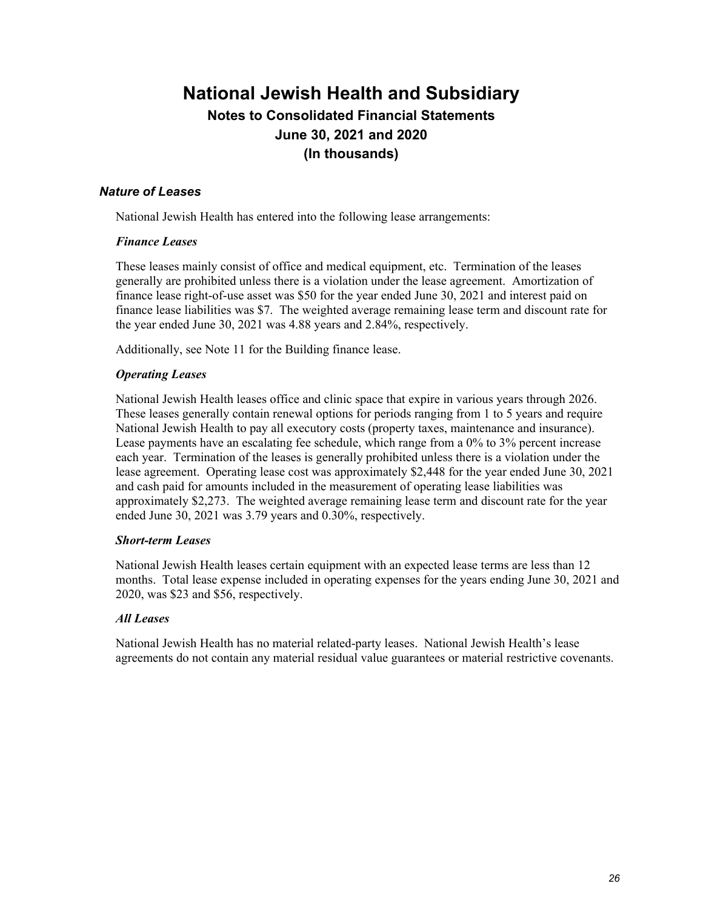### *Nature of Leases*

National Jewish Health has entered into the following lease arrangements:

***Finance Leases***

These leases mainly consist of office and medical equipment, etc. Termination of the leases generally are prohibited unless there is a violation under the lease agreement. Amortization of finance lease right-of-use asset was $50 for the year ended June 30, 2021 and interest paid on finance lease liabilities was $7. The weighted average remaining lease term and discount rate for the year ended June 30, 2021 was 4.88 years and 2.84%, respectively.

Additionally, see Note 11 for the Building finance lease.

***Operating Leases***

National Jewish Health leases office and clinic space that expire in various years through 2026. These leases generally contain renewal options for periods ranging from 1 to 5 years and require National Jewish Health to pay all executory costs (property taxes, maintenance and insurance). Lease payments have an escalating fee schedule, which range from a 0% to 3% percent increase each year. Termination of the leases is generally prohibited unless there is a violation under the lease agreement. Operating lease cost was approximately $2,448 for the year ended June 30, 2021 and cash paid for amounts included in the measurement of operating lease liabilities was approximately $2,273. The weighted average remaining lease term and discount rate for the year ended June 30, 2021 was 3.79 years and 0.30%, respectively.

***Short-term Leases***

National Jewish Health leases certain equipment with an expected lease terms are less than 12 months. Total lease expense included in operating expenses for the years ending June 30, 2021 and 2020, was $23 and $56, respectively.

***All Leases***

National Jewish Health has no material related-party leases. National Jewish Health's lease agreements do not contain any material residual value guarantees or material restrictive covenants.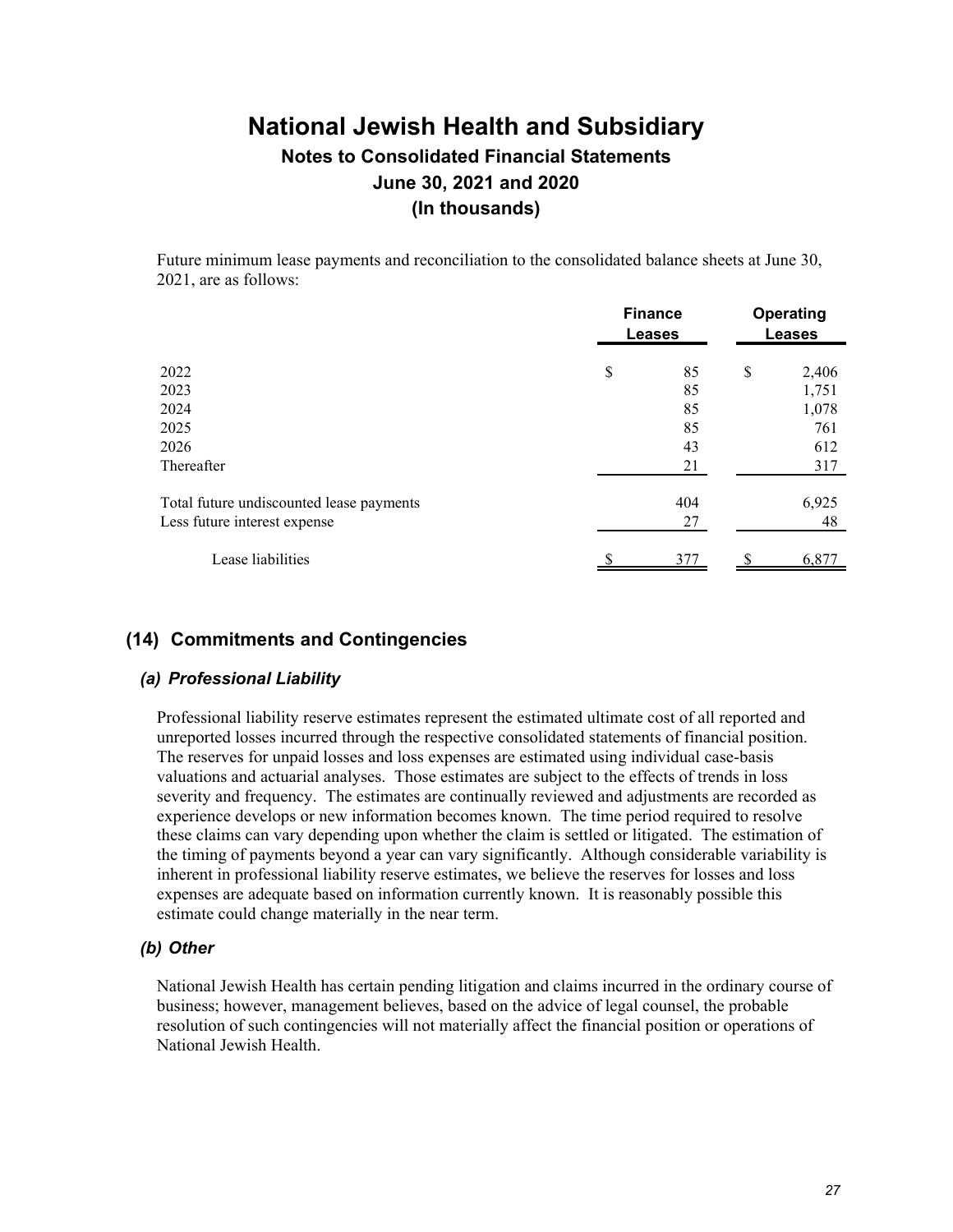# National Jewish Health and Subsidiary

## Notes to Consolidated Financial Statements

## June 30, 2021 and 2020

## (In thousands)

Future minimum lease payments and reconciliation to the consolidated balance sheets at June 30, 2021, are as follows:

| | Finance Leases | Operating Leases |
|---|---|---|
| 2022 | $ 85 | $ 2,406 |
| 2023 | 85 | 1,751 |
| 2024 | 85 | 1,078 |
| 2025 | 85 | 761 |
| 2026 | 43 | 612 |
| Thereafter | 21 | 317 |
| Total future undiscounted lease payments | 404 | 6,925 |
| Less future interest expense | 27 | 48 |
| Lease liabilities | $ 377 | $ 6,877 |

## (14) Commitments and Contingencies

### *(a) Professional Liability*

Professional liability reserve estimates represent the estimated ultimate cost of all reported and unreported losses incurred through the respective consolidated statements of financial position. The reserves for unpaid losses and loss expenses are estimated using individual case-basis valuations and actuarial analyses. Those estimates are subject to the effects of trends in loss severity and frequency. The estimates are continually reviewed and adjustments are recorded as experience develops or new information becomes known. The time period required to resolve these claims can vary depending upon whether the claim is settled or litigated. The estimation of the timing of payments beyond a year can vary significantly. Although considerable variability is inherent in professional liability reserve estimates, we believe the reserves for losses and loss expenses are adequate based on information currently known. It is reasonably possible this estimate could change materially in the near term.

### *(b) Other*

National Jewish Health has certain pending litigation and claims incurred in the ordinary course of business; however, management believes, based on the advice of legal counsel, the probable resolution of such contingencies will not materially affect the financial position or operations of National Jewish Health.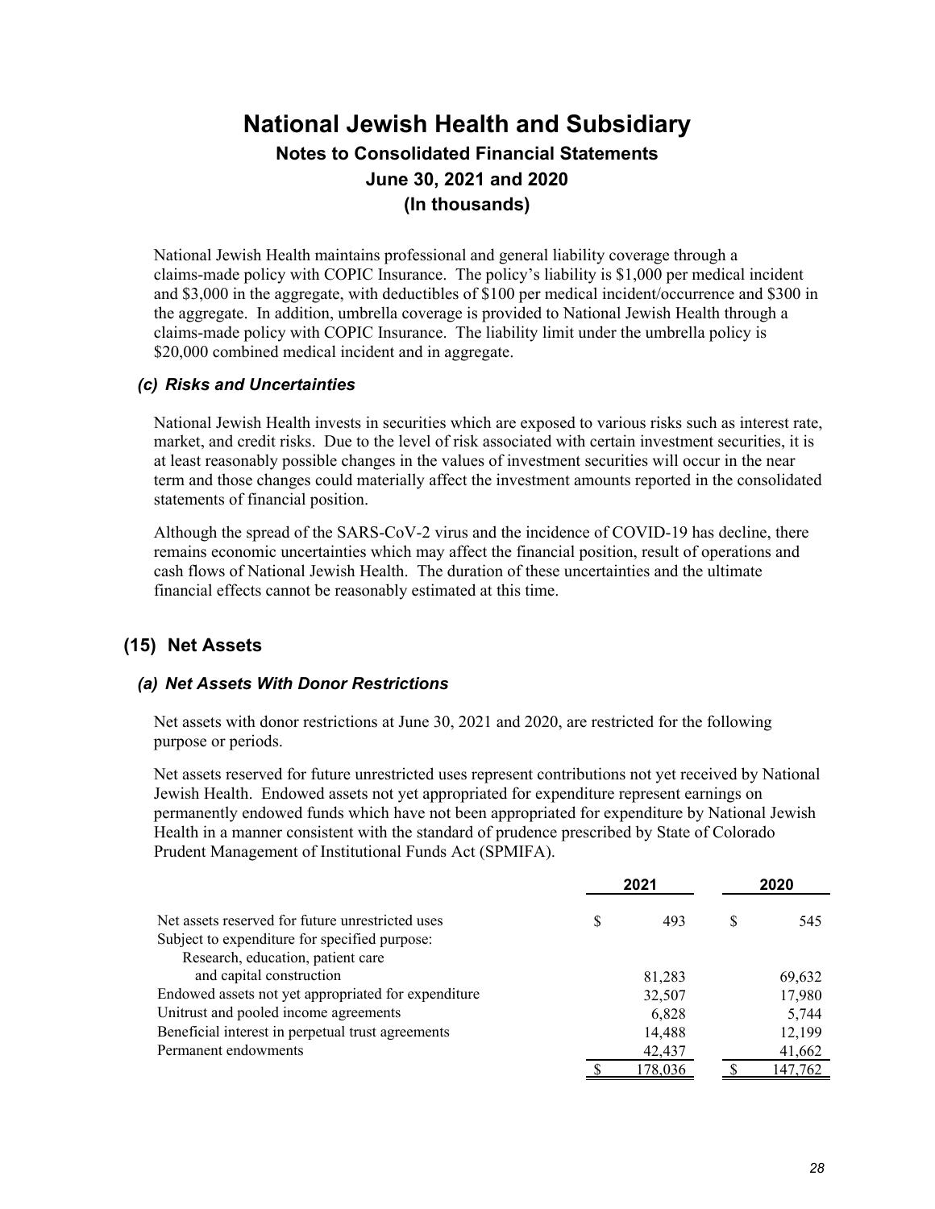# National Jewish Health and Subsidiary

## Notes to Consolidated Financial Statements

## June 30, 2021 and 2020

## (In thousands)

National Jewish Health maintains professional and general liability coverage through a claims-made policy with COPIC Insurance. The policy's liability is $1,000 per medical incident and $3,000 in the aggregate, with deductibles of $100 per medical incident/occurrence and $300 in the aggregate. In addition, umbrella coverage is provided to National Jewish Health through a claims-made policy with COPIC Insurance. The liability limit under the umbrella policy is $20,000 combined medical incident and in aggregate.

### *(c) Risks and Uncertainties*

National Jewish Health invests in securities which are exposed to various risks such as interest rate, market, and credit risks. Due to the level of risk associated with certain investment securities, it is at least reasonably possible changes in the values of investment securities will occur in the near term and those changes could materially affect the investment amounts reported in the consolidated statements of financial position.

Although the spread of the SARS-CoV-2 virus and the incidence of COVID-19 has decline, there remains economic uncertainties which may affect the financial position, result of operations and cash flows of National Jewish Health. The duration of these uncertainties and the ultimate financial effects cannot be reasonably estimated at this time.

## (15) Net Assets

### *(a) Net Assets With Donor Restrictions*

Net assets with donor restrictions at June 30, 2021 and 2020, are restricted for the following purpose or periods.

Net assets reserved for future unrestricted uses represent contributions not yet received by National Jewish Health. Endowed assets not yet appropriated for expenditure represent earnings on permanently endowed funds which have not been appropriated for expenditure by National Jewish Health in a manner consistent with the standard of prudence prescribed by State of Colorado Prudent Management of Institutional Funds Act (SPMIFA).

| | 2021 | 2020 |
|---|---|---|
| Net assets reserved for future unrestricted uses | $ 493 | $ 545 |
| Subject to expenditure for specified purpose: | | |
| Research, education, patient care and capital construction | 81,283 | 69,632 |
| Endowed assets not yet appropriated for expenditure | 32,507 | 17,980 |
| Unitrust and pooled income agreements | 6,828 | 5,744 |
| Beneficial interest in perpetual trust agreements | 14,488 | 12,199 |
| Permanent endowments | 42,437 | 41,662 |
| | $ 178,036 | $ 147,762 |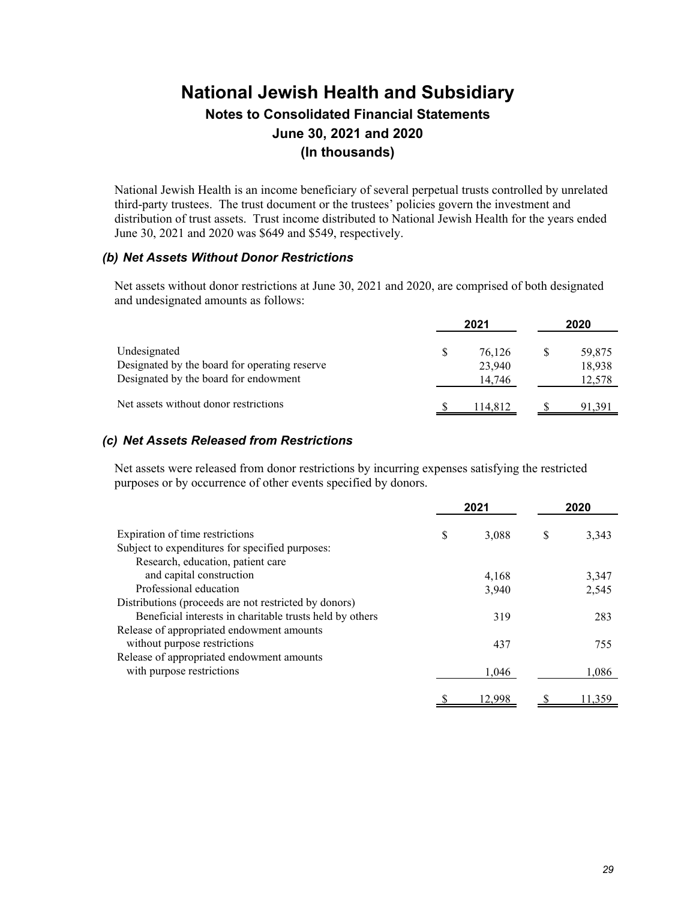# National Jewish Health and Subsidiary

## Notes to Consolidated Financial Statements

## June 30, 2021 and 2020

## (In thousands)

National Jewish Health is an income beneficiary of several perpetual trusts controlled by unrelated third-party trustees. The trust document or the trustees' policies govern the investment and distribution of trust assets. Trust income distributed to National Jewish Health for the years ended June 30, 2021 and 2020 was $649 and $549, respectively.

### *(b) Net Assets Without Donor Restrictions*

Net assets without donor restrictions at June 30, 2021 and 2020, are comprised of both designated and undesignated amounts as follows:

| | 2021 | 2020 |
|---|---|---|
| Undesignated | $ 76,126 | $ 59,875 |
| Designated by the board for operating reserve | 23,940 | 18,938 |
| Designated by the board for endowment | 14,746 | 12,578 |
| Net assets without donor restrictions | $ 114,812 | $ 91,391 |

### *(c) Net Assets Released from Restrictions*

Net assets were released from donor restrictions by incurring expenses satisfying the restricted purposes or by occurrence of other events specified by donors.

| | 2021 | 2020 |
|---|---|---|
| Expiration of time restrictions | $ 3,088 | $ 3,343 |
| Subject to expenditures for specified purposes: | | |
| Research, education, patient care and capital construction | 4,168 | 3,347 |
| Professional education | 3,940 | 2,545 |
| Distributions (proceeds are not restricted by donors) | | |
| Beneficial interests in charitable trusts held by others | 319 | 283 |
| Release of appropriated endowment amounts without purpose restrictions | 437 | 755 |
| Release of appropriated endowment amounts with purpose restrictions | 1,046 | 1,086 |
| | $ 12,998 | $ 11,359 |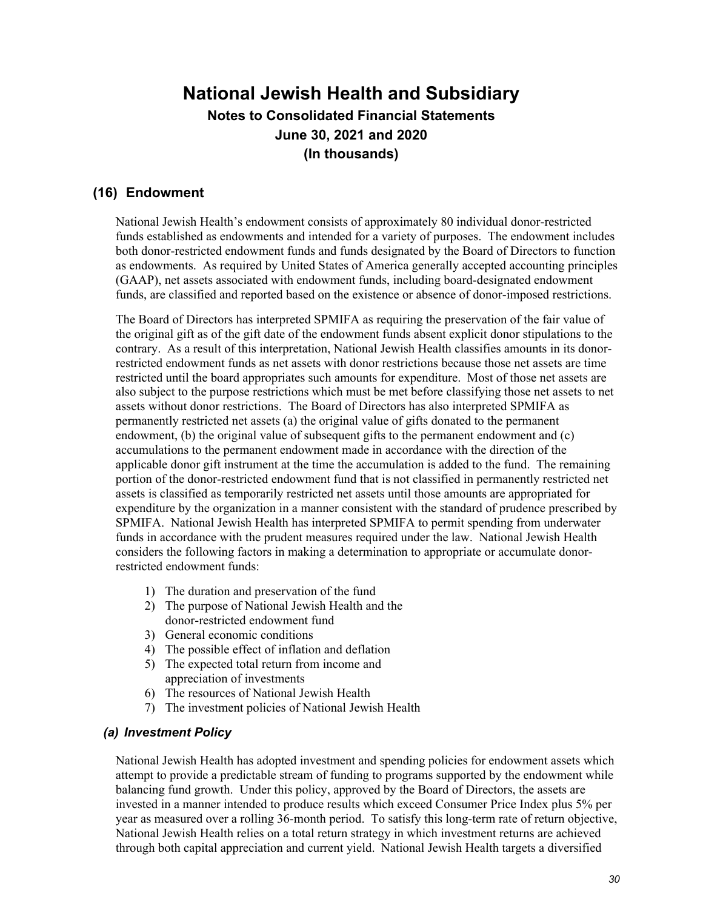# National Jewish Health and Subsidiary

**Notes to Consolidated Financial Statements**

**June 30, 2021 and 2020**

**(In thousands)**

## (16) Endowment

National Jewish Health's endowment consists of approximately 80 individual donor-restricted funds established as endowments and intended for a variety of purposes. The endowment includes both donor-restricted endowment funds and funds designated by the Board of Directors to function as endowments. As required by United States of America generally accepted accounting principles (GAAP), net assets associated with endowment funds, including board-designated endowment funds, are classified and reported based on the existence or absence of donor-imposed restrictions.

The Board of Directors has interpreted SPMIFA as requiring the preservation of the fair value of the original gift as of the gift date of the endowment funds absent explicit donor stipulations to the contrary. As a result of this interpretation, National Jewish Health classifies amounts in its donor-restricted endowment funds as net assets with donor restrictions because those net assets are time restricted until the board appropriates such amounts for expenditure. Most of those net assets are also subject to the purpose restrictions which must be met before classifying those net assets to net assets without donor restrictions. The Board of Directors has also interpreted SPMIFA as permanently restricted net assets (a) the original value of gifts donated to the permanent endowment, (b) the original value of subsequent gifts to the permanent endowment and (c) accumulations to the permanent endowment made in accordance with the direction of the applicable donor gift instrument at the time the accumulation is added to the fund. The remaining portion of the donor-restricted endowment fund that is not classified in permanently restricted net assets is classified as temporarily restricted net assets until those amounts are appropriated for expenditure by the organization in a manner consistent with the standard of prudence prescribed by SPMIFA. National Jewish Health has interpreted SPMIFA to permit spending from underwater funds in accordance with the prudent measures required under the law. National Jewish Health considers the following factors in making a determination to appropriate or accumulate donor-restricted endowment funds:

1) The duration and preservation of the fund
2) The purpose of National Jewish Health and the donor-restricted endowment fund
3) General economic conditions
4) The possible effect of inflation and deflation
5) The expected total return from income and appreciation of investments
6) The resources of National Jewish Health
7) The investment policies of National Jewish Health

### *(a) Investment Policy*

National Jewish Health has adopted investment and spending policies for endowment assets which attempt to provide a predictable stream of funding to programs supported by the endowment while balancing fund growth. Under this policy, approved by the Board of Directors, the assets are invested in a manner intended to produce results which exceed Consumer Price Index plus 5% per year as measured over a rolling 36-month period. To satisfy this long-term rate of return objective, National Jewish Health relies on a total return strategy in which investment returns are achieved through both capital appreciation and current yield. National Jewish Health targets a diversified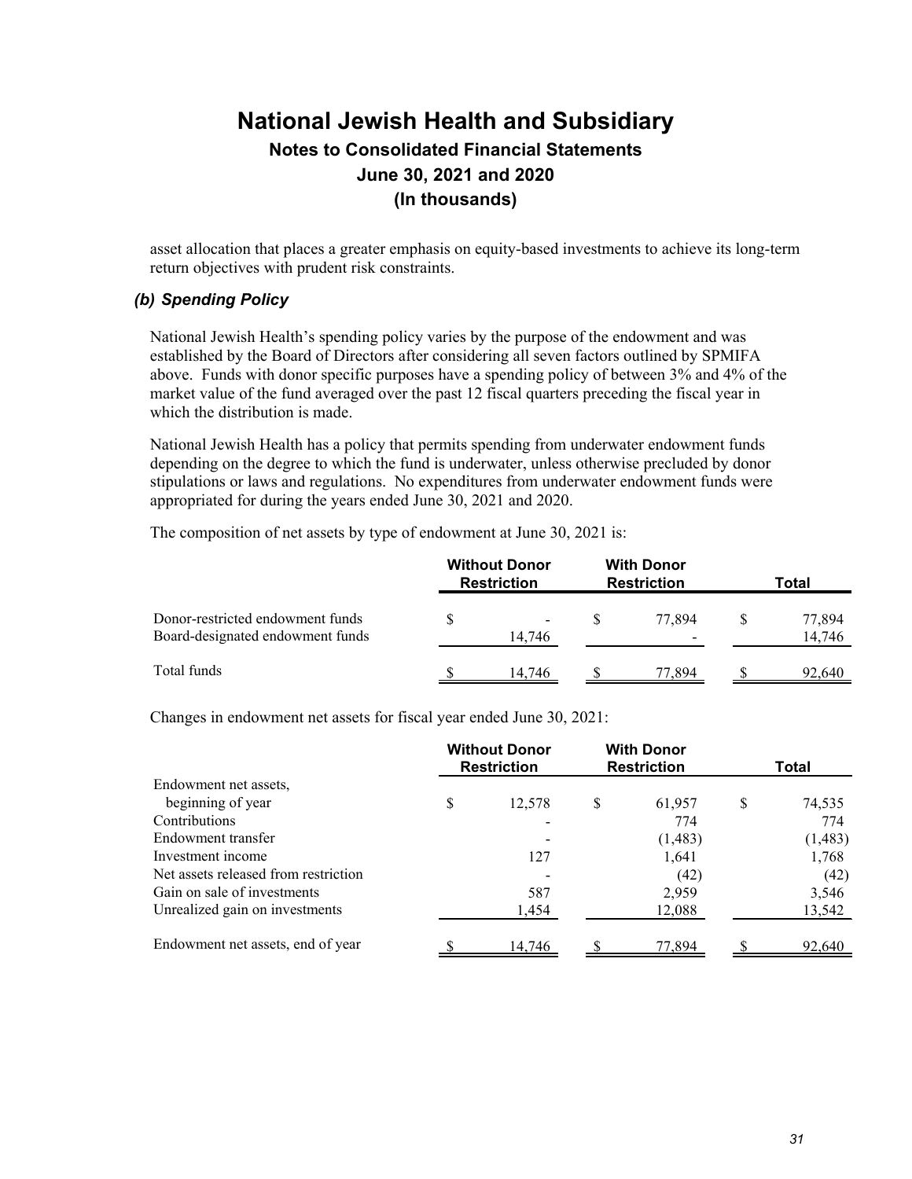asset allocation that places a greater emphasis on equity-based investments to achieve its long-term return objectives with prudent risk constraints.

### *(b) Spending Policy*

National Jewish Health's spending policy varies by the purpose of the endowment and was established by the Board of Directors after considering all seven factors outlined by SPMIFA above. Funds with donor specific purposes have a spending policy of between 3% and 4% of the market value of the fund averaged over the past 12 fiscal quarters preceding the fiscal year in which the distribution is made.

National Jewish Health has a policy that permits spending from underwater endowment funds depending on the degree to which the fund is underwater, unless otherwise precluded by donor stipulations or laws and regulations. No expenditures from underwater endowment funds were appropriated for during the years ended June 30, 2021 and 2020.

The composition of net assets by type of endowment at June 30, 2021 is:

| | Without Donor Restriction | With Donor Restriction | Total |
|---|---|---|---|
| Donor-restricted endowment funds | $ - | $ 77,894 | $ 77,894 |
| Board-designated endowment funds | 14,746 | - | 14,746 |
| Total funds | $ 14,746 | $ 77,894 | $ 92,640 |

Changes in endowment net assets for fiscal year ended June 30, 2021:

| | Without Donor Restriction | With Donor Restriction | Total |
|---|---|---|---|
| Endowment net assets, beginning of year | $ 12,578 | $ 61,957 | $ 74,535 |
| Contributions | - | 774 | 774 |
| Endowment transfer | - | (1,483) | (1,483) |
| Investment income | 127 | 1,641 | 1,768 |
| Net assets released from restriction | - | (42) | (42) |
| Gain on sale of investments | 587 | 2,959 | 3,546 |
| Unrealized gain on investments | 1,454 | 12,088 | 13,542 |
| Endowment net assets, end of year | $ 14,746 | $ 77,894 | $ 92,640 |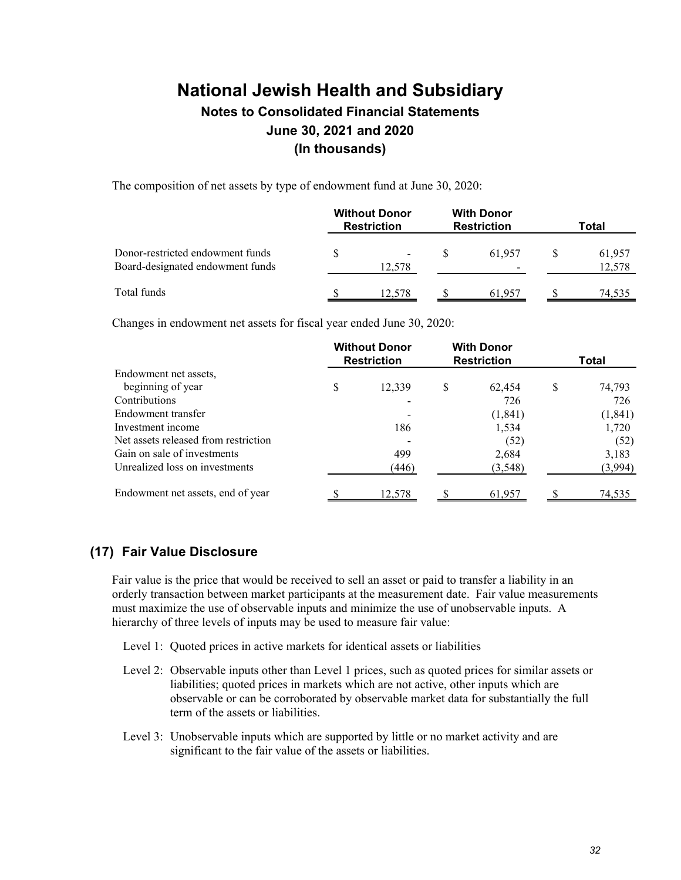The composition of net assets by type of endowment fund at June 30, 2020:

| | Without Donor Restriction | With Donor Restriction | Total |
|---|---|---|---|
| Donor-restricted endowment funds | $ - | $ 61,957 | $ 61,957 |
| Board-designated endowment funds | 12,578 | - | 12,578 |
| Total funds | $ 12,578 | $ 61,957 | $ 74,535 |

Changes in endowment net assets for fiscal year ended June 30, 2020:

| | Without Donor Restriction | With Donor Restriction | Total |
|---|---|---|---|
| Endowment net assets, beginning of year | $ 12,339 | $ 62,454 | $ 74,793 |
| Contributions | - | 726 | 726 |
| Endowment transfer | - | (1,841) | (1,841) |
| Investment income | 186 | 1,534 | 1,720 |
| Net assets released from restriction | - | (52) | (52) |
| Gain on sale of investments | 499 | 2,684 | 3,183 |
| Unrealized loss on investments | (446) | (3,548) | (3,994) |
| Endowment net assets, end of year | $ 12,578 | $ 61,957 | $ 74,535 |

## (17) Fair Value Disclosure

Fair value is the price that would be received to sell an asset or paid to transfer a liability in an orderly transaction between market participants at the measurement date. Fair value measurements must maximize the use of observable inputs and minimize the use of unobservable inputs. A hierarchy of three levels of inputs may be used to measure fair value:

Level 1: Quoted prices in active markets for identical assets or liabilities

Level 2: Observable inputs other than Level 1 prices, such as quoted prices for similar assets or liabilities; quoted prices in markets which are not active, other inputs which are observable or can be corroborated by observable market data for substantially the full term of the assets or liabilities.

Level 3: Unobservable inputs which are supported by little or no market activity and are significant to the fair value of the assets or liabilities.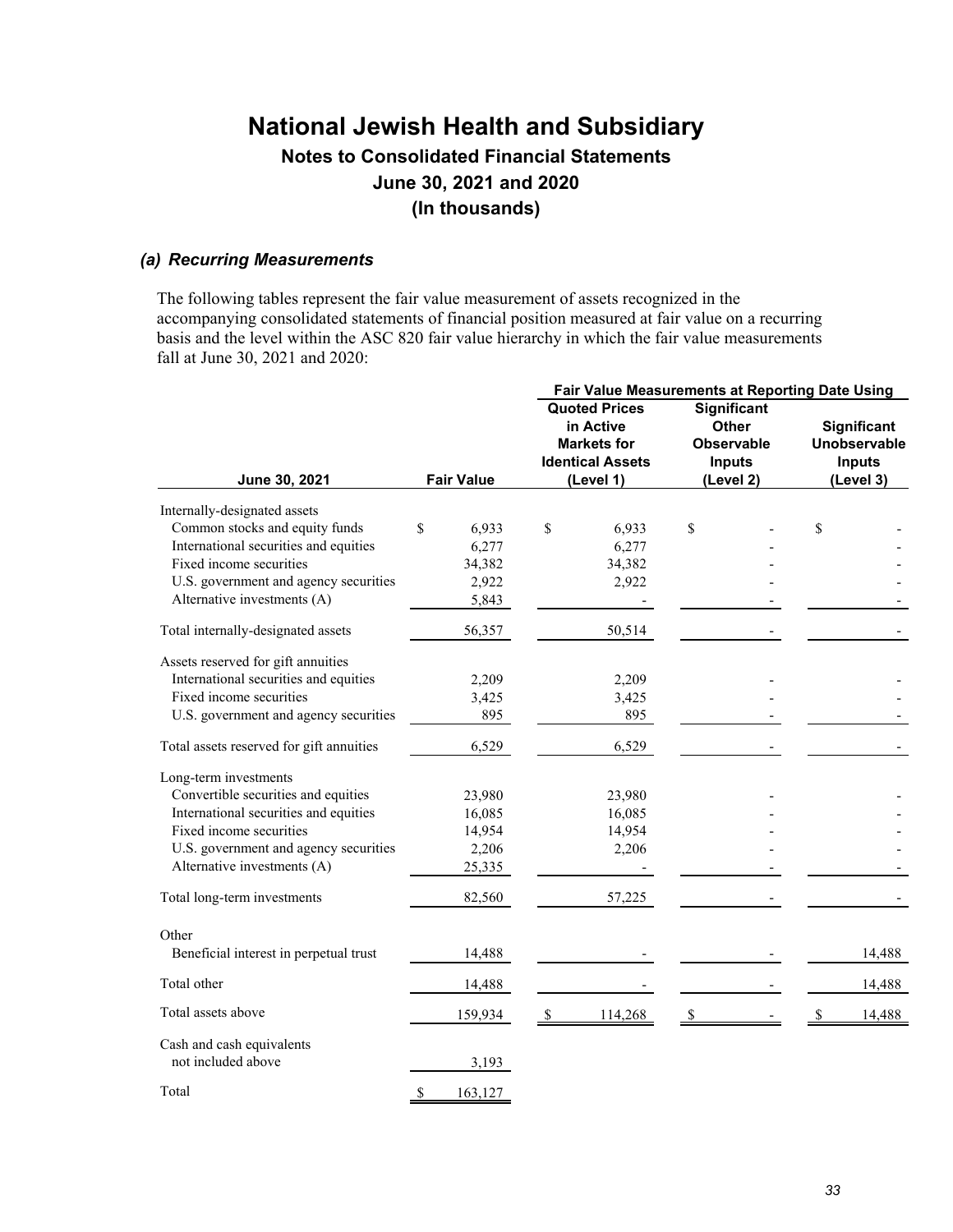# National Jewish Health and Subsidiary

## Notes to Consolidated Financial Statements

## June 30, 2021 and 2020

## (In thousands)

### *(a) Recurring Measurements*

The following tables represent the fair value measurement of assets recognized in the accompanying consolidated statements of financial position measured at fair value on a recurring basis and the level within the ASC 820 fair value hierarchy in which the fair value measurements fall at June 30, 2021 and 2020:

| | | Fair Value Measurements at Reporting Date Using | | |
|---|---|---|---|---|
| **June 30, 2021** | **Fair Value** | **Quoted Prices in Active Markets for Identical Assets (Level 1)** | **Significant Other Observable Inputs (Level 2)** | **Significant Unobservable Inputs (Level 3)** |
| Internally-designated assets | | | | |
| Common stocks and equity funds | $ 6,933 | $ 6,933 | $ - | $ - |
| International securities and equities | 6,277 | 6,277 | - | - |
| Fixed income securities | 34,382 | 34,382 | - | - |
| U.S. government and agency securities | 2,922 | 2,922 | - | - |
| Alternative investments (A) | 5,843 | - | - | - |
| Total internally-designated assets | 56,357 | 50,514 | - | - |
| Assets reserved for gift annuities | | | | |
| International securities and equities | 2,209 | 2,209 | - | - |
| Fixed income securities | 3,425 | 3,425 | - | - |
| U.S. government and agency securities | 895 | 895 | - | - |
| Total assets reserved for gift annuities | 6,529 | 6,529 | - | - |
| Long-term investments | | | | |
| Convertible securities and equities | 23,980 | 23,980 | - | - |
| International securities and equities | 16,085 | 16,085 | - | - |
| Fixed income securities | 14,954 | 14,954 | - | - |
| U.S. government and agency securities | 2,206 | 2,206 | - | - |
| Alternative investments (A) | 25,335 | - | - | - |
| Total long-term investments | 82,560 | 57,225 | - | - |
| Other | | | | |
| Beneficial interest in perpetual trust | 14,488 | - | - | 14,488 |
| Total other | 14,488 | - | - | 14,488 |
| Total assets above | 159,934 | $ 114,268 | $ - | $ 14,488 |
| Cash and cash equivalents not included above | 3,193 | | | |
| Total | $ 163,127 | | | |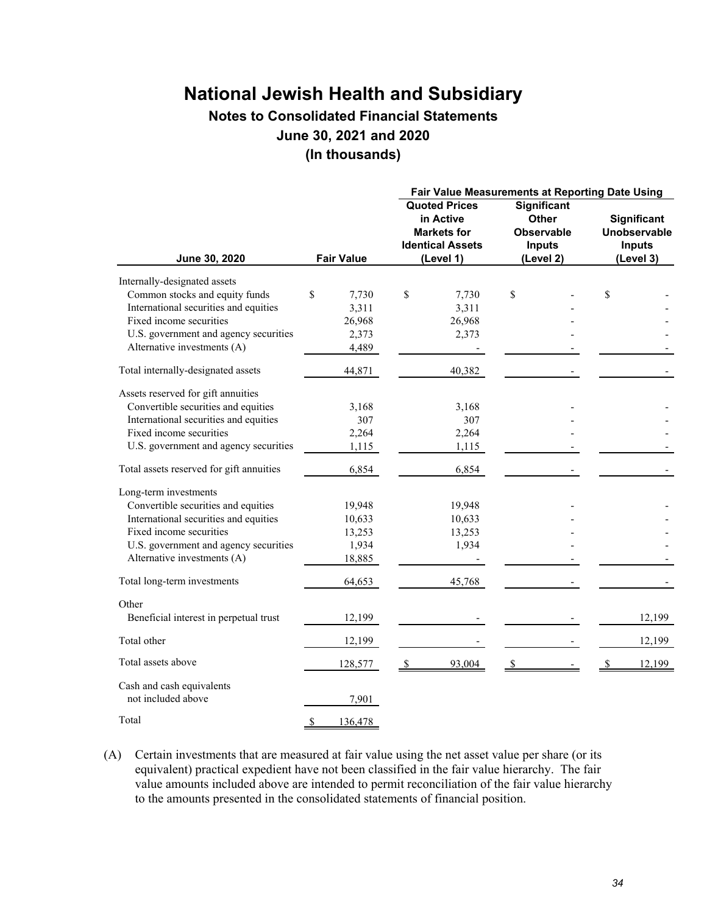# National Jewish Health and Subsidiary

## Notes to Consolidated Financial Statements

## June 30, 2021 and 2020

## (In thousands)

| | | Fair Value Measurements at Reporting Date Using | | |
|---|---|---|---|---|
| June 30, 2020 | Fair Value | Quoted Prices in Active Markets for Identical Assets (Level 1) | Significant Other Observable Inputs (Level 2) | Significant Unobservable Inputs (Level 3) |
| Internally-designated assets | | | | |
| Common stocks and equity funds | $ 7,730 | $ 7,730 | $ - | $ - |
| International securities and equities | 3,311 | 3,311 | - | - |
| Fixed income securities | 26,968 | 26,968 | - | - |
| U.S. government and agency securities | 2,373 | 2,373 | - | - |
| Alternative investments (A) | 4,489 | - | - | - |
| Total internally-designated assets | 44,871 | 40,382 | - | - |
| Assets reserved for gift annuities | | | | |
| Convertible securities and equities | 3,168 | 3,168 | - | - |
| International securities and equities | 307 | 307 | - | - |
| Fixed income securities | 2,264 | 2,264 | - | - |
| U.S. government and agency securities | 1,115 | 1,115 | - | - |
| Total assets reserved for gift annuities | 6,854 | 6,854 | - | - |
| Long-term investments | | | | |
| Convertible securities and equities | 19,948 | 19,948 | - | - |
| International securities and equities | 10,633 | 10,633 | - | - |
| Fixed income securities | 13,253 | 13,253 | - | - |
| U.S. government and agency securities | 1,934 | 1,934 | - | - |
| Alternative investments (A) | 18,885 | - | - | - |
| Total long-term investments | 64,653 | 45,768 | - | - |
| Other | | | | |
| Beneficial interest in perpetual trust | 12,199 | - | - | 12,199 |
| Total other | 12,199 | - | - | 12,199 |
| Total assets above | 128,577 | $ 93,004 | $ - | $ 12,199 |
| Cash and cash equivalents not included above | 7,901 | | | |
| Total | $ 136,478 | | | |

(A) Certain investments that are measured at fair value using the net asset value per share (or its equivalent) practical expedient have not been classified in the fair value hierarchy. The fair value amounts included above are intended to permit reconciliation of the fair value hierarchy to the amounts presented in the consolidated statements of financial position.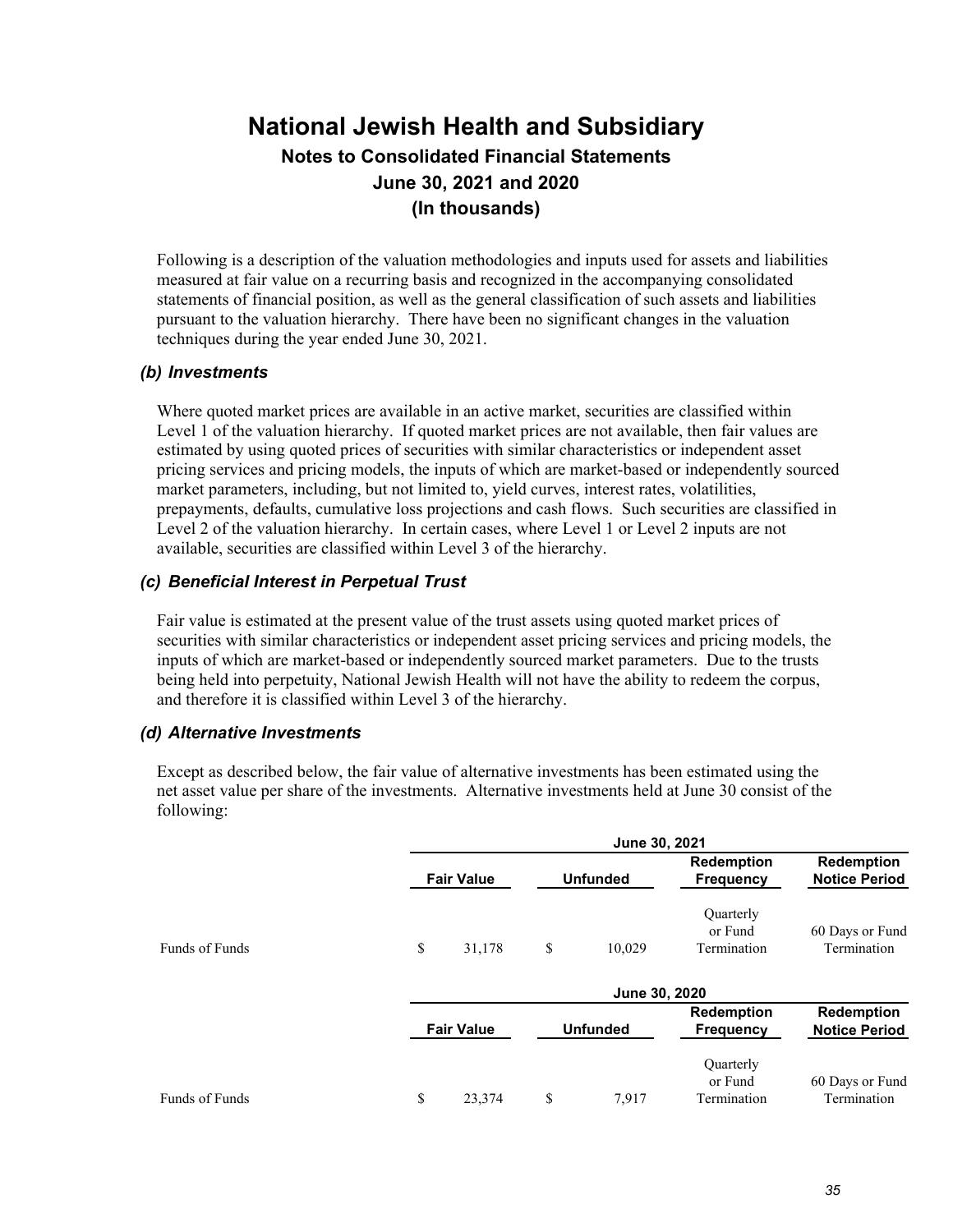# National Jewish Health and Subsidiary

## Notes to Consolidated Financial Statements

## June 30, 2021 and 2020

## (In thousands)

Following is a description of the valuation methodologies and inputs used for assets and liabilities measured at fair value on a recurring basis and recognized in the accompanying consolidated statements of financial position, as well as the general classification of such assets and liabilities pursuant to the valuation hierarchy. There have been no significant changes in the valuation techniques during the year ended June 30, 2021.

### *(b) Investments*

Where quoted market prices are available in an active market, securities are classified within Level 1 of the valuation hierarchy. If quoted market prices are not available, then fair values are estimated by using quoted prices of securities with similar characteristics or independent asset pricing services and pricing models, the inputs of which are market-based or independently sourced market parameters, including, but not limited to, yield curves, interest rates, volatilities, prepayments, defaults, cumulative loss projections and cash flows. Such securities are classified in Level 2 of the valuation hierarchy. In certain cases, where Level 1 or Level 2 inputs are not available, securities are classified within Level 3 of the hierarchy.

### *(c) Beneficial Interest in Perpetual Trust*

Fair value is estimated at the present value of the trust assets using quoted market prices of securities with similar characteristics or independent asset pricing services and pricing models, the inputs of which are market-based or independently sourced market parameters. Due to the trusts being held into perpetuity, National Jewish Health will not have the ability to redeem the corpus, and therefore it is classified within Level 3 of the hierarchy.

### *(d) Alternative Investments*

Except as described below, the fair value of alternative investments has been estimated using the net asset value per share of the investments. Alternative investments held at June 30 consist of the following:

| | June 30, 2021 | | | |
|---|---|---|---|---|
| | **Fair Value** | **Unfunded** | **Redemption Frequency** | **Redemption Notice Period** |
| Funds of Funds | $ 31,178 | $ 10,029 | Quarterly or Fund Termination | 60 Days or Fund Termination |

| | June 30, 2020 | | | |
|---|---|---|---|---|
| | **Fair Value** | **Unfunded** | **Redemption Frequency** | **Redemption Notice Period** |
| Funds of Funds | $ 23,374 | $ 7,917 | Quarterly or Fund Termination | 60 Days or Fund Termination |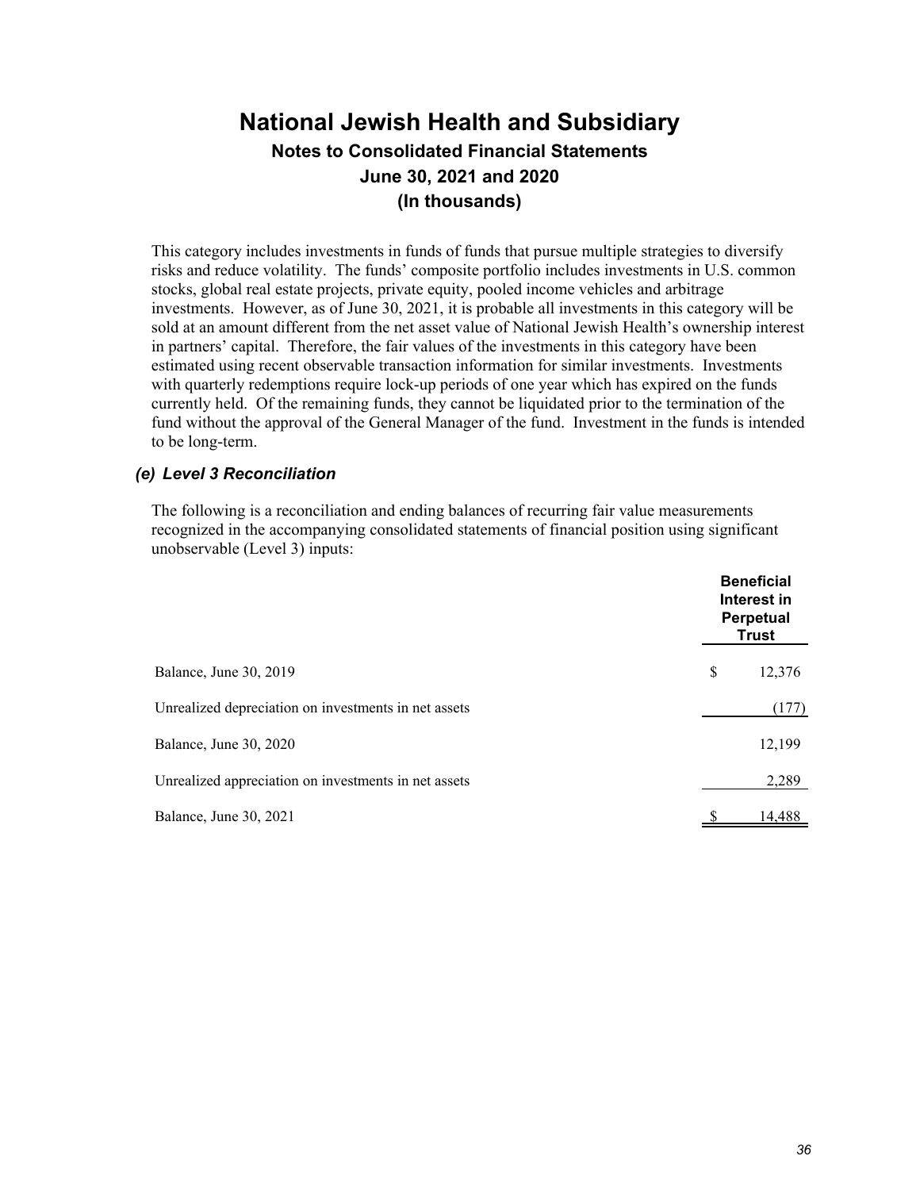This category includes investments in funds of funds that pursue multiple strategies to diversify risks and reduce volatility. The funds' composite portfolio includes investments in U.S. common stocks, global real estate projects, private equity, pooled income vehicles and arbitrage investments. However, as of June 30, 2021, it is probable all investments in this category will be sold at an amount different from the net asset value of National Jewish Health's ownership interest in partners' capital. Therefore, the fair values of the investments in this category have been estimated using recent observable transaction information for similar investments. Investments with quarterly redemptions require lock-up periods of one year which has expired on the funds currently held. Of the remaining funds, they cannot be liquidated prior to the termination of the fund without the approval of the General Manager of the fund. Investment in the funds is intended to be long-term.

### *(e) Level 3 Reconciliation*

The following is a reconciliation and ending balances of recurring fair value measurements recognized in the accompanying consolidated statements of financial position using significant unobservable (Level 3) inputs:

| | Beneficial Interest in Perpetual Trust |
|---|---|
| Balance, June 30, 2019 | $ 12,376 |
| Unrealized depreciation on investments in net assets | (177) |
| Balance, June 30, 2020 | 12,199 |
| Unrealized appreciation on investments in net assets | 2,289 |
| Balance, June 30, 2021 | $ 14,488 |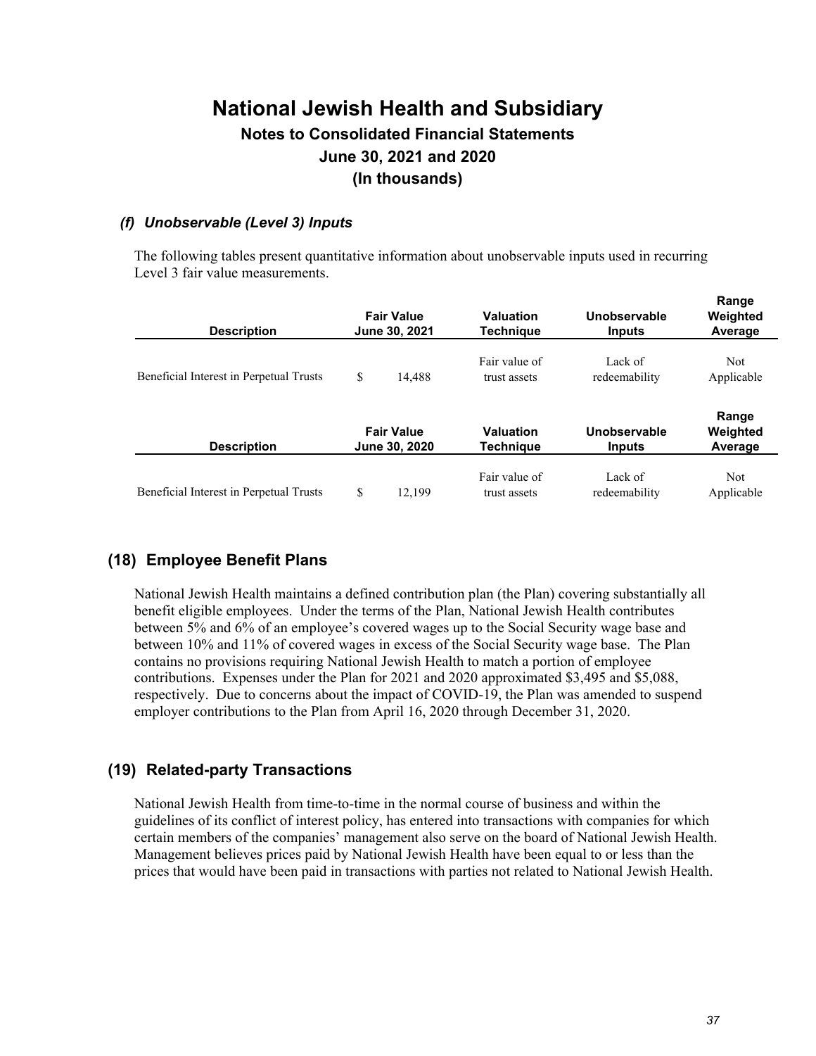# National Jewish Health and Subsidiary

## Notes to Consolidated Financial Statements

## June 30, 2021 and 2020

## (In thousands)

### *(f) Unobservable (Level 3) Inputs*

The following tables present quantitative information about unobservable inputs used in recurring Level 3 fair value measurements.

| Description | Fair Value June 30, 2021 | Valuation Technique | Unobservable Inputs | Range Weighted Average |
|---|---|---|---|---|
| Beneficial Interest in Perpetual Trusts | $ 14,488 | Fair value of trust assets | Lack of redeemability | Not Applicable |

| Description | Fair Value June 30, 2020 | Valuation Technique | Unobservable Inputs | Range Weighted Average |
|---|---|---|---|---|
| Beneficial Interest in Perpetual Trusts | $ 12,199 | Fair value of trust assets | Lack of redeemability | Not Applicable |

## (18) Employee Benefit Plans

National Jewish Health maintains a defined contribution plan (the Plan) covering substantially all benefit eligible employees. Under the terms of the Plan, National Jewish Health contributes between 5% and 6% of an employee's covered wages up to the Social Security wage base and between 10% and 11% of covered wages in excess of the Social Security wage base. The Plan contains no provisions requiring National Jewish Health to match a portion of employee contributions. Expenses under the Plan for 2021 and 2020 approximated $3,495 and $5,088, respectively. Due to concerns about the impact of COVID-19, the Plan was amended to suspend employer contributions to the Plan from April 16, 2020 through December 31, 2020.

## (19) Related-party Transactions

National Jewish Health from time-to-time in the normal course of business and within the guidelines of its conflict of interest policy, has entered into transactions with companies for which certain members of the companies' management also serve on the board of National Jewish Health. Management believes prices paid by National Jewish Health have been equal to or less than the prices that would have been paid in transactions with parties not related to National Jewish Health.